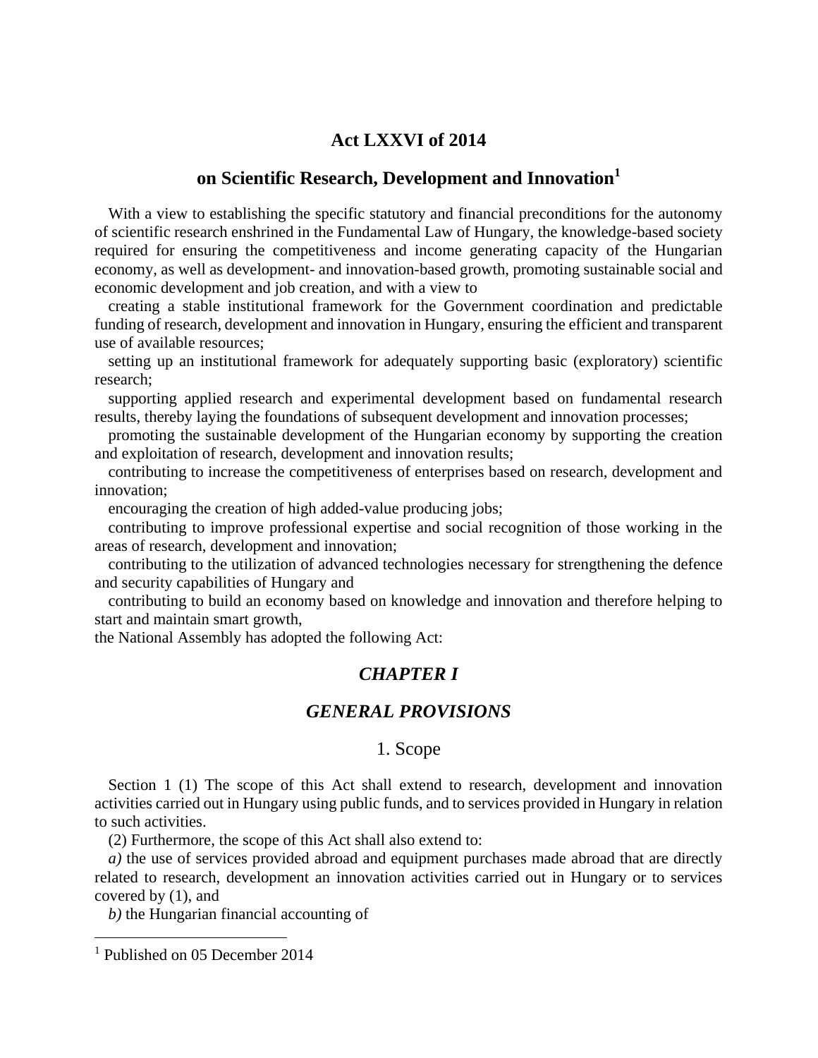# Act LXXVI of 2014

## on Scientific Research, Development and Innovation[1]

With a view to establishing the specific statutory and financial preconditions for the autonomy of scientific research enshrined in the Fundamental Law of Hungary, the knowledge-based society required for ensuring the competitiveness and income generating capacity of the Hungarian economy, as well as development- and innovation-based growth, promoting sustainable social and economic development and job creation, and with a view to

creating a stable institutional framework for the Government coordination and predictable funding of research, development and innovation in Hungary, ensuring the efficient and transparent use of available resources;

setting up an institutional framework for adequately supporting basic (exploratory) scientific research;

supporting applied research and experimental development based on fundamental research results, thereby laying the foundations of subsequent development and innovation processes;

promoting the sustainable development of the Hungarian economy by supporting the creation and exploitation of research, development and innovation results;

contributing to increase the competitiveness of enterprises based on research, development and innovation;

encouraging the creation of high added-value producing jobs;

contributing to improve professional expertise and social recognition of those working in the areas of research, development and innovation;

contributing to the utilization of advanced technologies necessary for strengthening the defence and security capabilities of Hungary and

contributing to build an economy based on knowledge and innovation and therefore helping to start and maintain smart growth,

the National Assembly has adopted the following Act:

## *CHAPTER I*

## *GENERAL PROVISIONS*

### 1. Scope

Section 1 (1) The scope of this Act shall extend to research, development and innovation activities carried out in Hungary using public funds, and to services provided in Hungary in relation to such activities.

(2) Furthermore, the scope of this Act shall also extend to:

*a)* the use of services provided abroad and equipment purchases made abroad that are directly related to research, development an innovation activities carried out in Hungary or to services covered by (1), and

*b)* the Hungarian financial accounting of

[1] Published on 05 December 2014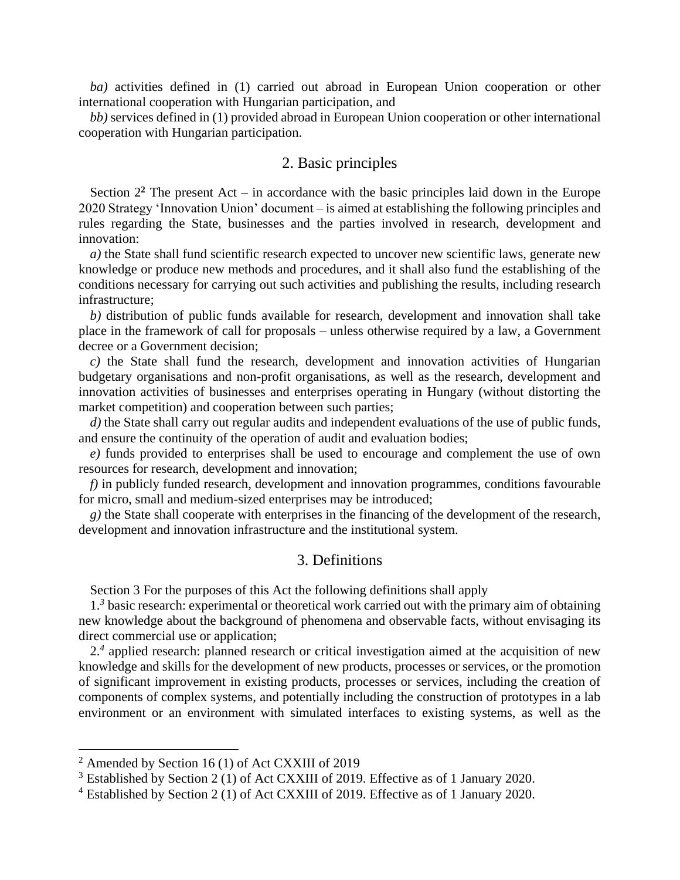*ba)* activities defined in (1) carried out abroad in European Union cooperation or other international cooperation with Hungarian participation, and

*bb)* services defined in (1) provided abroad in European Union cooperation or other international cooperation with Hungarian participation.

## 2. Basic principles

Section 2[2] The present Act – in accordance with the basic principles laid down in the Europe 2020 Strategy 'Innovation Union' document – is aimed at establishing the following principles and rules regarding the State, businesses and the parties involved in research, development and innovation:

*a)* the State shall fund scientific research expected to uncover new scientific laws, generate new knowledge or produce new methods and procedures, and it shall also fund the establishing of the conditions necessary for carrying out such activities and publishing the results, including research infrastructure;

*b)* distribution of public funds available for research, development and innovation shall take place in the framework of call for proposals – unless otherwise required by a law, a Government decree or a Government decision;

*c)* the State shall fund the research, development and innovation activities of Hungarian budgetary organisations and non-profit organisations, as well as the research, development and innovation activities of businesses and enterprises operating in Hungary (without distorting the market competition) and cooperation between such parties;

*d)* the State shall carry out regular audits and independent evaluations of the use of public funds, and ensure the continuity of the operation of audit and evaluation bodies;

*e)* funds provided to enterprises shall be used to encourage and complement the use of own resources for research, development and innovation;

*f)* in publicly funded research, development and innovation programmes, conditions favourable for micro, small and medium-sized enterprises may be introduced;

*g)* the State shall cooperate with enterprises in the financing of the development of the research, development and innovation infrastructure and the institutional system.

## 3. Definitions

Section 3 For the purposes of this Act the following definitions shall apply

1.[3] basic research: experimental or theoretical work carried out with the primary aim of obtaining new knowledge about the background of phenomena and observable facts, without envisaging its direct commercial use or application;

2.[4] applied research: planned research or critical investigation aimed at the acquisition of new knowledge and skills for the development of new products, processes or services, or the promotion of significant improvement in existing products, processes or services, including the creation of components of complex systems, and potentially including the construction of prototypes in a lab environment or an environment with simulated interfaces to existing systems, as well as the

---

[2] Amended by Section 16 (1) of Act CXXIII of 2019

[3] Established by Section 2 (1) of Act CXXIII of 2019. Effective as of 1 January 2020.

[4] Established by Section 2 (1) of Act CXXIII of 2019. Effective as of 1 January 2020.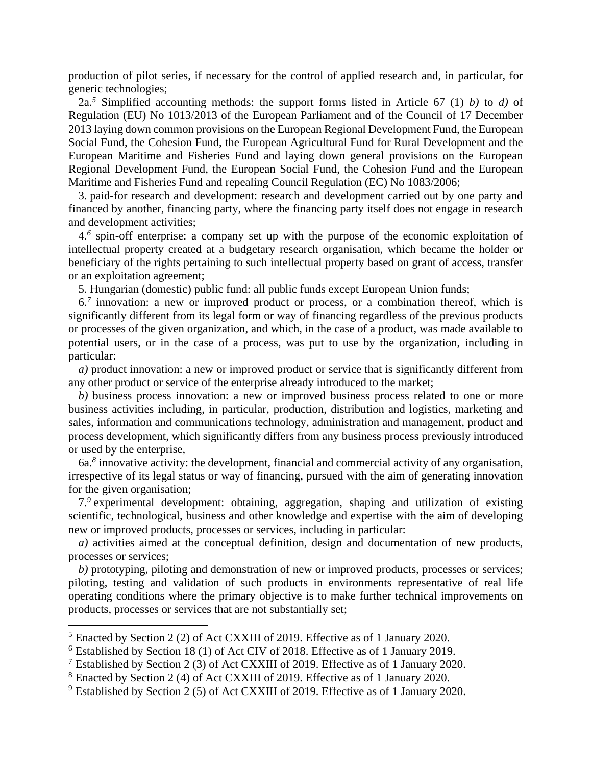production of pilot series, if necessary for the control of applied research and, in particular, for generic technologies;

2a.[5] Simplified accounting methods: the support forms listed in Article 67 (1) *b)* to *d)* of Regulation (EU) No 1013/2013 of the European Parliament and of the Council of 17 December 2013 laying down common provisions on the European Regional Development Fund, the European Social Fund, the Cohesion Fund, the European Agricultural Fund for Rural Development and the European Maritime and Fisheries Fund and laying down general provisions on the European Regional Development Fund, the European Social Fund, the Cohesion Fund and the European Maritime and Fisheries Fund and repealing Council Regulation (EC) No 1083/2006;

3. paid-for research and development: research and development carried out by one party and financed by another, financing party, where the financing party itself does not engage in research and development activities;

4.[6] spin-off enterprise: a company set up with the purpose of the economic exploitation of intellectual property created at a budgetary research organisation, which became the holder or beneficiary of the rights pertaining to such intellectual property based on grant of access, transfer or an exploitation agreement;

5. Hungarian (domestic) public fund: all public funds except European Union funds;

6.[7] innovation: a new or improved product or process, or a combination thereof, which is significantly different from its legal form or way of financing regardless of the previous products or processes of the given organization, and which, in the case of a product, was made available to potential users, or in the case of a process, was put to use by the organization, including in particular:

*a)* product innovation: a new or improved product or service that is significantly different from any other product or service of the enterprise already introduced to the market;

*b)* business process innovation: a new or improved business process related to one or more business activities including, in particular, production, distribution and logistics, marketing and sales, information and communications technology, administration and management, product and process development, which significantly differs from any business process previously introduced or used by the enterprise,

6a.[8] innovative activity: the development, financial and commercial activity of any organisation, irrespective of its legal status or way of financing, pursued with the aim of generating innovation for the given organisation;

7.[9] experimental development: obtaining, aggregation, shaping and utilization of existing scientific, technological, business and other knowledge and expertise with the aim of developing new or improved products, processes or services, including in particular:

*a)* activities aimed at the conceptual definition, design and documentation of new products, processes or services;

*b)* prototyping, piloting and demonstration of new or improved products, processes or services; piloting, testing and validation of such products in environments representative of real life operating conditions where the primary objective is to make further technical improvements on products, processes or services that are not substantially set;

---

[5] Enacted by Section 2 (2) of Act CXXIII of 2019. Effective as of 1 January 2020.

[6] Established by Section 18 (1) of Act CIV of 2018. Effective as of 1 January 2019.

[7] Established by Section 2 (3) of Act CXXIII of 2019. Effective as of 1 January 2020.

[8] Enacted by Section 2 (4) of Act CXXIII of 2019. Effective as of 1 January 2020.

[9] Established by Section 2 (5) of Act CXXIII of 2019. Effective as of 1 January 2020.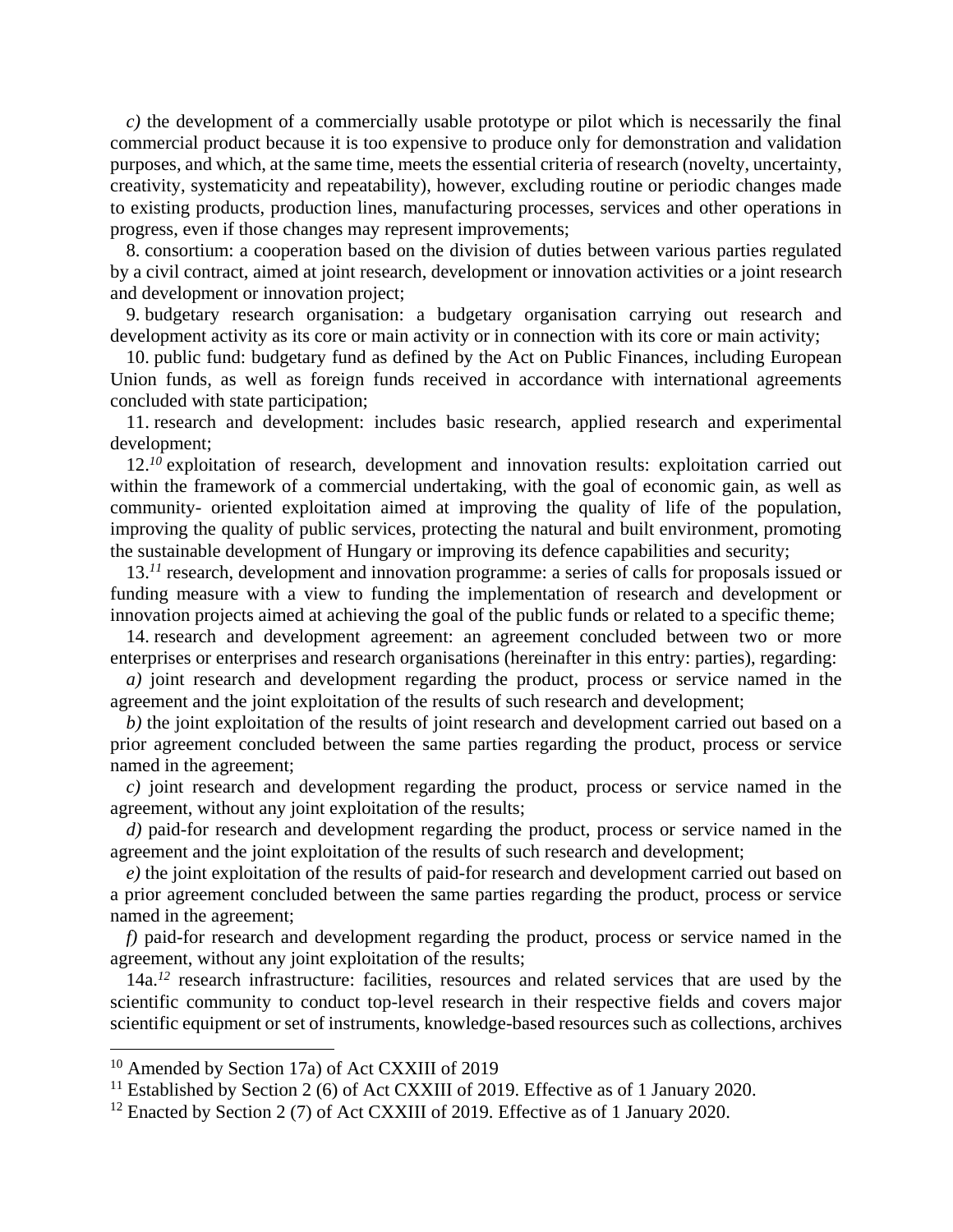*c)* the development of a commercially usable prototype or pilot which is necessarily the final commercial product because it is too expensive to produce only for demonstration and validation purposes, and which, at the same time, meets the essential criteria of research (novelty, uncertainty, creativity, systematicity and repeatability), however, excluding routine or periodic changes made to existing products, production lines, manufacturing processes, services and other operations in progress, even if those changes may represent improvements;

8. consortium: a cooperation based on the division of duties between various parties regulated by a civil contract, aimed at joint research, development or innovation activities or a joint research and development or innovation project;

9. budgetary research organisation: a budgetary organisation carrying out research and development activity as its core or main activity or in connection with its core or main activity;

10. public fund: budgetary fund as defined by the Act on Public Finances, including European Union funds, as well as foreign funds received in accordance with international agreements concluded with state participation;

11. research and development: includes basic research, applied research and experimental development;

12.[10] exploitation of research, development and innovation results: exploitation carried out within the framework of a commercial undertaking, with the goal of economic gain, as well as community- oriented exploitation aimed at improving the quality of life of the population, improving the quality of public services, protecting the natural and built environment, promoting the sustainable development of Hungary or improving its defence capabilities and security;

13.[11] research, development and innovation programme: a series of calls for proposals issued or funding measure with a view to funding the implementation of research and development or innovation projects aimed at achieving the goal of the public funds or related to a specific theme;

14. research and development agreement: an agreement concluded between two or more enterprises or enterprises and research organisations (hereinafter in this entry: parties), regarding:

*a)* joint research and development regarding the product, process or service named in the agreement and the joint exploitation of the results of such research and development;

*b)* the joint exploitation of the results of joint research and development carried out based on a prior agreement concluded between the same parties regarding the product, process or service named in the agreement;

*c)* joint research and development regarding the product, process or service named in the agreement, without any joint exploitation of the results;

*d)* paid-for research and development regarding the product, process or service named in the agreement and the joint exploitation of the results of such research and development;

*e)* the joint exploitation of the results of paid-for research and development carried out based on a prior agreement concluded between the same parties regarding the product, process or service named in the agreement;

*f)* paid-for research and development regarding the product, process or service named in the agreement, without any joint exploitation of the results;

14a.[12] research infrastructure: facilities, resources and related services that are used by the scientific community to conduct top-level research in their respective fields and covers major scientific equipment or set of instruments, knowledge-based resources such as collections, archives

---

[10] Amended by Section 17a) of Act CXXIII of 2019

[11] Established by Section 2 (6) of Act CXXIII of 2019. Effective as of 1 January 2020.

[12] Enacted by Section 2 (7) of Act CXXIII of 2019. Effective as of 1 January 2020.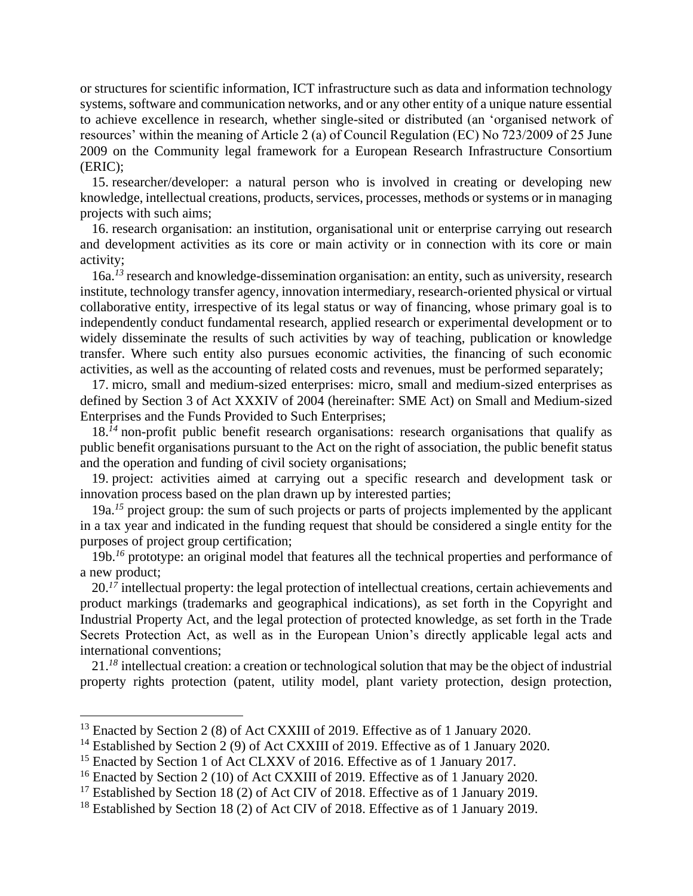or structures for scientific information, ICT infrastructure such as data and information technology systems, software and communication networks, and or any other entity of a unique nature essential to achieve excellence in research, whether single-sited or distributed (an 'organised network of resources' within the meaning of Article 2 (a) of Council Regulation (EC) No 723/2009 of 25 June 2009 on the Community legal framework for a European Research Infrastructure Consortium (ERIC);

15. researcher/developer: a natural person who is involved in creating or developing new knowledge, intellectual creations, products, services, processes, methods or systems or in managing projects with such aims;

16. research organisation: an institution, organisational unit or enterprise carrying out research and development activities as its core or main activity or in connection with its core or main activity;

16a.[13] research and knowledge-dissemination organisation: an entity, such as university, research institute, technology transfer agency, innovation intermediary, research-oriented physical or virtual collaborative entity, irrespective of its legal status or way of financing, whose primary goal is to independently conduct fundamental research, applied research or experimental development or to widely disseminate the results of such activities by way of teaching, publication or knowledge transfer. Where such entity also pursues economic activities, the financing of such economic activities, as well as the accounting of related costs and revenues, must be performed separately;

17. micro, small and medium-sized enterprises: micro, small and medium-sized enterprises as defined by Section 3 of Act XXXIV of 2004 (hereinafter: SME Act) on Small and Medium-sized Enterprises and the Funds Provided to Such Enterprises;

18.[14] non-profit public benefit research organisations: research organisations that qualify as public benefit organisations pursuant to the Act on the right of association, the public benefit status and the operation and funding of civil society organisations;

19. project: activities aimed at carrying out a specific research and development task or innovation process based on the plan drawn up by interested parties;

19a.[15] project group: the sum of such projects or parts of projects implemented by the applicant in a tax year and indicated in the funding request that should be considered a single entity for the purposes of project group certification;

19b.[16] prototype: an original model that features all the technical properties and performance of a new product;

20.[17] intellectual property: the legal protection of intellectual creations, certain achievements and product markings (trademarks and geographical indications), as set forth in the Copyright and Industrial Property Act, and the legal protection of protected knowledge, as set forth in the Trade Secrets Protection Act, as well as in the European Union's directly applicable legal acts and international conventions;

21.[18] intellectual creation: a creation or technological solution that may be the object of industrial property rights protection (patent, utility model, plant variety protection, design protection,

---

[13] Enacted by Section 2 (8) of Act CXXIII of 2019. Effective as of 1 January 2020.

[14] Established by Section 2 (9) of Act CXXIII of 2019. Effective as of 1 January 2020.

[15] Enacted by Section 1 of Act CLXXV of 2016. Effective as of 1 January 2017.

[16] Enacted by Section 2 (10) of Act CXXIII of 2019. Effective as of 1 January 2020.

[17] Established by Section 18 (2) of Act CIV of 2018. Effective as of 1 January 2019.

[18] Established by Section 18 (2) of Act CIV of 2018. Effective as of 1 January 2019.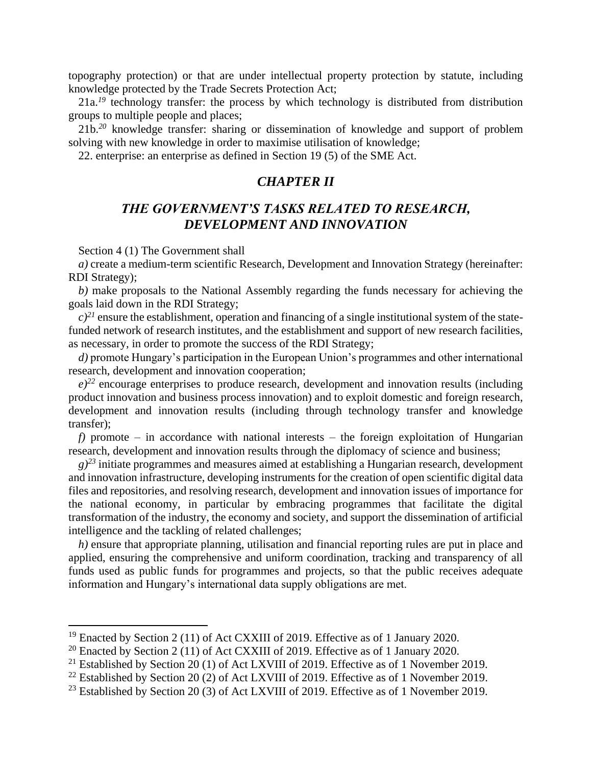topography protection) or that are under intellectual property protection by statute, including knowledge protected by the Trade Secrets Protection Act;

21a.[19] technology transfer: the process by which technology is distributed from distribution groups to multiple people and places;

21b.[20] knowledge transfer: sharing or dissemination of knowledge and support of problem solving with new knowledge in order to maximise utilisation of knowledge;

22. enterprise: an enterprise as defined in Section 19 (5) of the SME Act.

## *CHAPTER II*

## *THE GOVERNMENT'S TASKS RELATED TO RESEARCH, DEVELOPMENT AND INNOVATION*

Section 4 (1) The Government shall

*a)* create a medium-term scientific Research, Development and Innovation Strategy (hereinafter: RDI Strategy);

*b)* make proposals to the National Assembly regarding the funds necessary for achieving the goals laid down in the RDI Strategy;

*c)*[21] ensure the establishment, operation and financing of a single institutional system of the state-funded network of research institutes, and the establishment and support of new research facilities, as necessary, in order to promote the success of the RDI Strategy;

*d)* promote Hungary's participation in the European Union's programmes and other international research, development and innovation cooperation;

*e)*[22] encourage enterprises to produce research, development and innovation results (including product innovation and business process innovation) and to exploit domestic and foreign research, development and innovation results (including through technology transfer and knowledge transfer);

*f)* promote – in accordance with national interests – the foreign exploitation of Hungarian research, development and innovation results through the diplomacy of science and business;

*g)*[23] initiate programmes and measures aimed at establishing a Hungarian research, development and innovation infrastructure, developing instruments for the creation of open scientific digital data files and repositories, and resolving research, development and innovation issues of importance for the national economy, in particular by embracing programmes that facilitate the digital transformation of the industry, the economy and society, and support the dissemination of artificial intelligence and the tackling of related challenges;

*h)* ensure that appropriate planning, utilisation and financial reporting rules are put in place and applied, ensuring the comprehensive and uniform coordination, tracking and transparency of all funds used as public funds for programmes and projects, so that the public receives adequate information and Hungary's international data supply obligations are met.

---

[19] Enacted by Section 2 (11) of Act CXXIII of 2019. Effective as of 1 January 2020.

[20] Enacted by Section 2 (11) of Act CXXIII of 2019. Effective as of 1 January 2020.

[21] Established by Section 20 (1) of Act LXVIII of 2019. Effective as of 1 November 2019.

[22] Established by Section 20 (2) of Act LXVIII of 2019. Effective as of 1 November 2019.

[23] Established by Section 20 (3) of Act LXVIII of 2019. Effective as of 1 November 2019.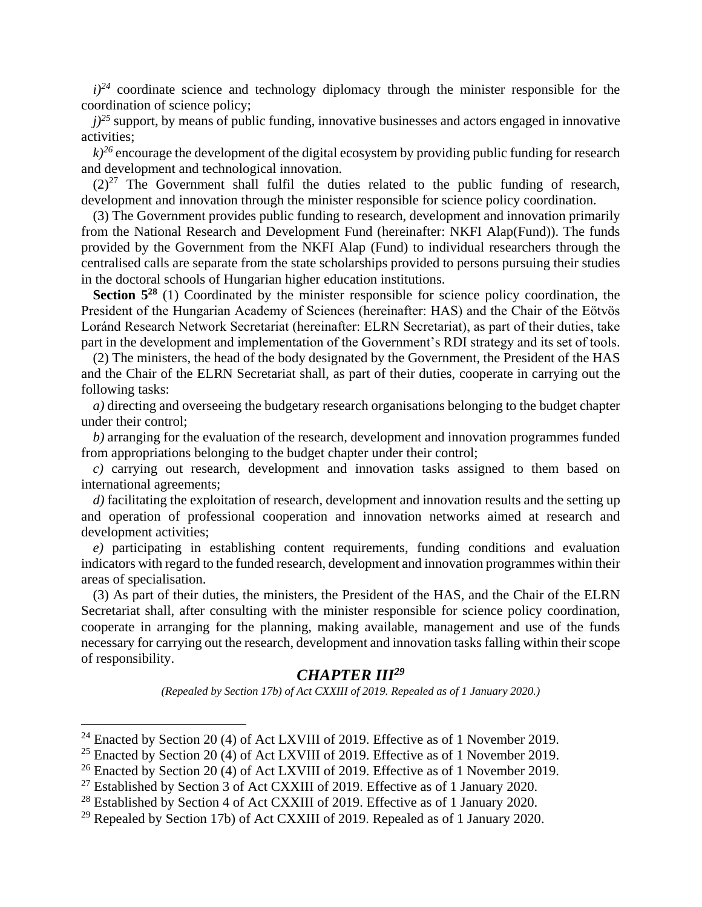*i)*[24] coordinate science and technology diplomacy through the minister responsible for the coordination of science policy;

*j)*[25] support, by means of public funding, innovative businesses and actors engaged in innovative activities;

*k)*[26] encourage the development of the digital ecosystem by providing public funding for research and development and technological innovation.

(2)[27] The Government shall fulfil the duties related to the public funding of research, development and innovation through the minister responsible for science policy coordination.

(3) The Government provides public funding to research, development and innovation primarily from the National Research and Development Fund (hereinafter: NKFI Alap(Fund)). The funds provided by the Government from the NKFI Alap (Fund) to individual researchers through the centralised calls are separate from the state scholarships provided to persons pursuing their studies in the doctoral schools of Hungarian higher education institutions.

**Section 5**[28] (1) Coordinated by the minister responsible for science policy coordination, the President of the Hungarian Academy of Sciences (hereinafter: HAS) and the Chair of the Eötvös Loránd Research Network Secretariat (hereinafter: ELRN Secretariat), as part of their duties, take part in the development and implementation of the Government's RDI strategy and its set of tools.

(2) The ministers, the head of the body designated by the Government, the President of the HAS and the Chair of the ELRN Secretariat shall, as part of their duties, cooperate in carrying out the following tasks:

*a)* directing and overseeing the budgetary research organisations belonging to the budget chapter under their control;

*b)* arranging for the evaluation of the research, development and innovation programmes funded from appropriations belonging to the budget chapter under their control;

*c)* carrying out research, development and innovation tasks assigned to them based on international agreements;

*d)* facilitating the exploitation of research, development and innovation results and the setting up and operation of professional cooperation and innovation networks aimed at research and development activities;

*e)* participating in establishing content requirements, funding conditions and evaluation indicators with regard to the funded research, development and innovation programmes within their areas of specialisation.

(3) As part of their duties, the ministers, the President of the HAS, and the Chair of the ELRN Secretariat shall, after consulting with the minister responsible for science policy coordination, cooperate in arranging for the planning, making available, management and use of the funds necessary for carrying out the research, development and innovation tasks falling within their scope of responsibility.

## *CHAPTER III*[29]

*(Repealed by Section 17b) of Act CXXIII of 2019. Repealed as of 1 January 2020.)*

---

[24] Enacted by Section 20 (4) of Act LXVIII of 2019. Effective as of 1 November 2019.

[25] Enacted by Section 20 (4) of Act LXVIII of 2019. Effective as of 1 November 2019.

[26] Enacted by Section 20 (4) of Act LXVIII of 2019. Effective as of 1 November 2019.

[27] Established by Section 3 of Act CXXIII of 2019. Effective as of 1 January 2020.

[28] Established by Section 4 of Act CXXIII of 2019. Effective as of 1 January 2020.

[29] Repealed by Section 17b) of Act CXXIII of 2019. Repealed as of 1 January 2020.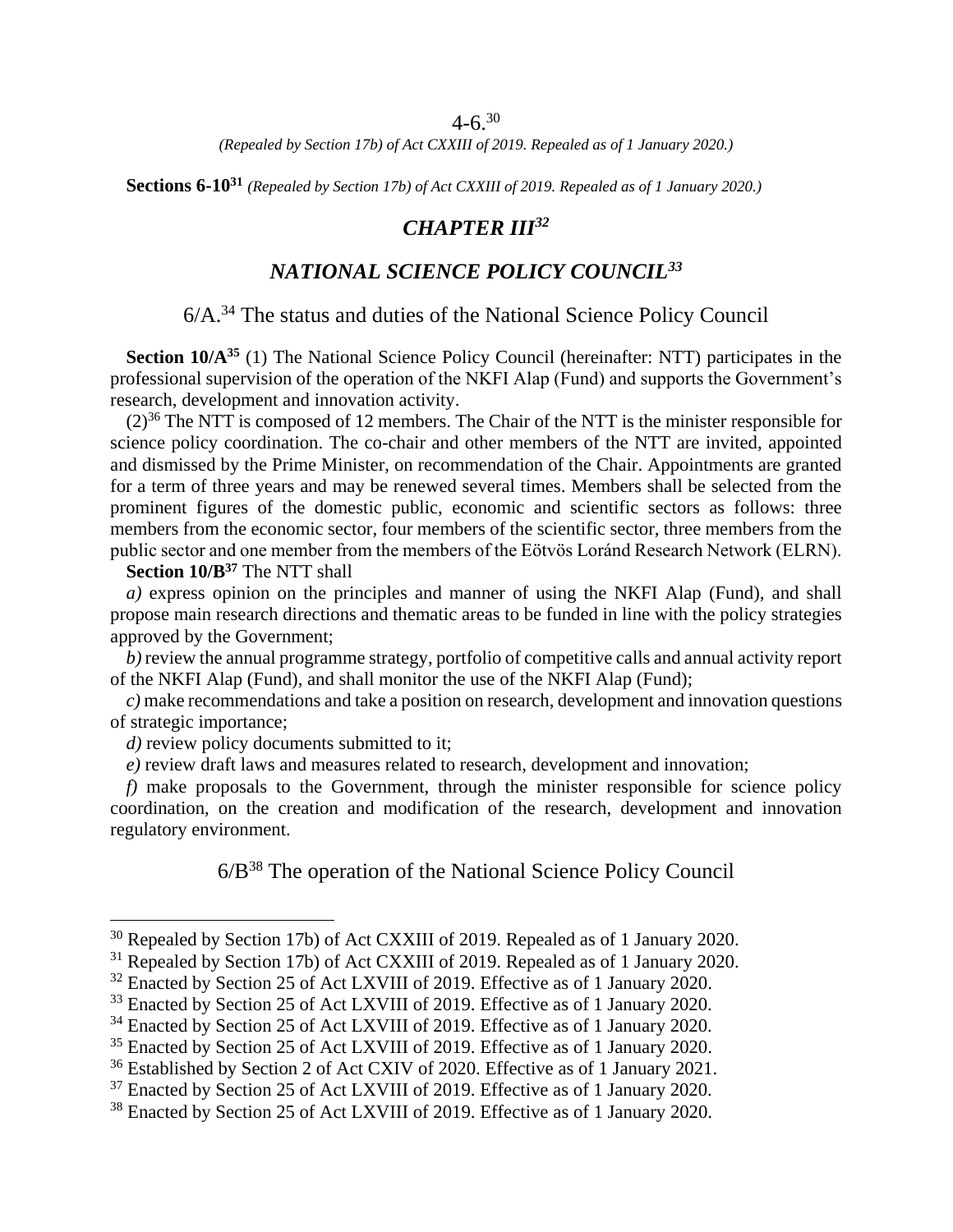4-6.[30]

*(Repealed by Section 17b) of Act CXXIII of 2019. Repealed as of 1 January 2020.)*

**Sections 6-10[31]** *(Repealed by Section 17b) of Act CXXIII of 2019. Repealed as of 1 January 2020.)*

## *CHAPTER III[32]*

## *NATIONAL SCIENCE POLICY COUNCIL[33]*

### 6/A.[34] The status and duties of the National Science Policy Council

**Section 10/A[35]** (1) The National Science Policy Council (hereinafter: NTT) participates in the professional supervision of the operation of the NKFI Alap (Fund) and supports the Government's research, development and innovation activity.

(2)[36] The NTT is composed of 12 members. The Chair of the NTT is the minister responsible for science policy coordination. The co-chair and other members of the NTT are invited, appointed and dismissed by the Prime Minister, on recommendation of the Chair. Appointments are granted for a term of three years and may be renewed several times. Members shall be selected from the prominent figures of the domestic public, economic and scientific sectors as follows: three members from the economic sector, four members of the scientific sector, three members from the public sector and one member from the members of the Eötvös Loránd Research Network (ELRN).

**Section 10/B[37]** The NTT shall

*a)* express opinion on the principles and manner of using the NKFI Alap (Fund), and shall propose main research directions and thematic areas to be funded in line with the policy strategies approved by the Government;

*b)* review the annual programme strategy, portfolio of competitive calls and annual activity report of the NKFI Alap (Fund), and shall monitor the use of the NKFI Alap (Fund);

*c)* make recommendations and take a position on research, development and innovation questions of strategic importance;

*d)* review policy documents submitted to it;

*e)* review draft laws and measures related to research, development and innovation;

*f)* make proposals to the Government, through the minister responsible for science policy coordination, on the creation and modification of the research, development and innovation regulatory environment.

### 6/B[38] The operation of the National Science Policy Council

---

[30] Repealed by Section 17b) of Act CXXIII of 2019. Repealed as of 1 January 2020.

[31] Repealed by Section 17b) of Act CXXIII of 2019. Repealed as of 1 January 2020.

[32] Enacted by Section 25 of Act LXVIII of 2019. Effective as of 1 January 2020.

[33] Enacted by Section 25 of Act LXVIII of 2019. Effective as of 1 January 2020.

[34] Enacted by Section 25 of Act LXVIII of 2019. Effective as of 1 January 2020.

[35] Enacted by Section 25 of Act LXVIII of 2019. Effective as of 1 January 2020.

[36] Established by Section 2 of Act CXIV of 2020. Effective as of 1 January 2021.

[37] Enacted by Section 25 of Act LXVIII of 2019. Effective as of 1 January 2020.

[38] Enacted by Section 25 of Act LXVIII of 2019. Effective as of 1 January 2020.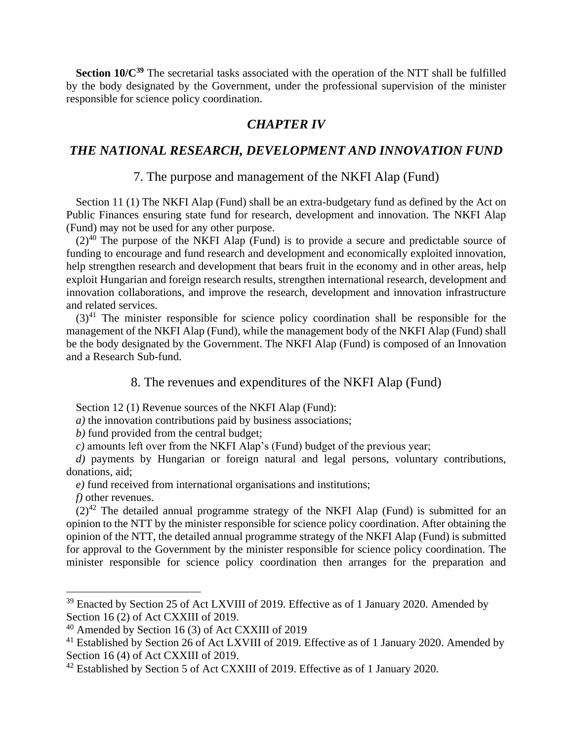**Section 10/C**[39] The secretarial tasks associated with the operation of the NTT shall be fulfilled by the body designated by the Government, under the professional supervision of the minister responsible for science policy coordination.

## *CHAPTER IV*

## *THE NATIONAL RESEARCH, DEVELOPMENT AND INNOVATION FUND*

### 7. The purpose and management of the NKFI Alap (Fund)

Section 11 (1) The NKFI Alap (Fund) shall be an extra-budgetary fund as defined by the Act on Public Finances ensuring state fund for research, development and innovation. The NKFI Alap (Fund) may not be used for any other purpose.

(2)[40] The purpose of the NKFI Alap (Fund) is to provide a secure and predictable source of funding to encourage and fund research and development and economically exploited innovation, help strengthen research and development that bears fruit in the economy and in other areas, help exploit Hungarian and foreign research results, strengthen international research, development and innovation collaborations, and improve the research, development and innovation infrastructure and related services.

(3)[41] The minister responsible for science policy coordination shall be responsible for the management of the NKFI Alap (Fund), while the management body of the NKFI Alap (Fund) shall be the body designated by the Government. The NKFI Alap (Fund) is composed of an Innovation and a Research Sub-fund.

### 8. The revenues and expenditures of the NKFI Alap (Fund)

Section 12 (1) Revenue sources of the NKFI Alap (Fund):

*a)* the innovation contributions paid by business associations;

*b)* fund provided from the central budget;

*c)* amounts left over from the NKFI Alap's (Fund) budget of the previous year;

*d)* payments by Hungarian or foreign natural and legal persons, voluntary contributions, donations, aid;

*e)* fund received from international organisations and institutions;

*f)* other revenues.

(2)[42] The detailed annual programme strategy of the NKFI Alap (Fund) is submitted for an opinion to the NTT by the minister responsible for science policy coordination. After obtaining the opinion of the NTT, the detailed annual programme strategy of the NKFI Alap (Fund) is submitted for approval to the Government by the minister responsible for science policy coordination. The minister responsible for science policy coordination then arranges for the preparation and

---

[39] Enacted by Section 25 of Act LXVIII of 2019. Effective as of 1 January 2020. Amended by Section 16 (2) of Act CXXIII of 2019.

[40] Amended by Section 16 (3) of Act CXXIII of 2019

[41] Established by Section 26 of Act LXVIII of 2019. Effective as of 1 January 2020. Amended by Section 16 (4) of Act CXXIII of 2019.

[42] Established by Section 5 of Act CXXIII of 2019. Effective as of 1 January 2020.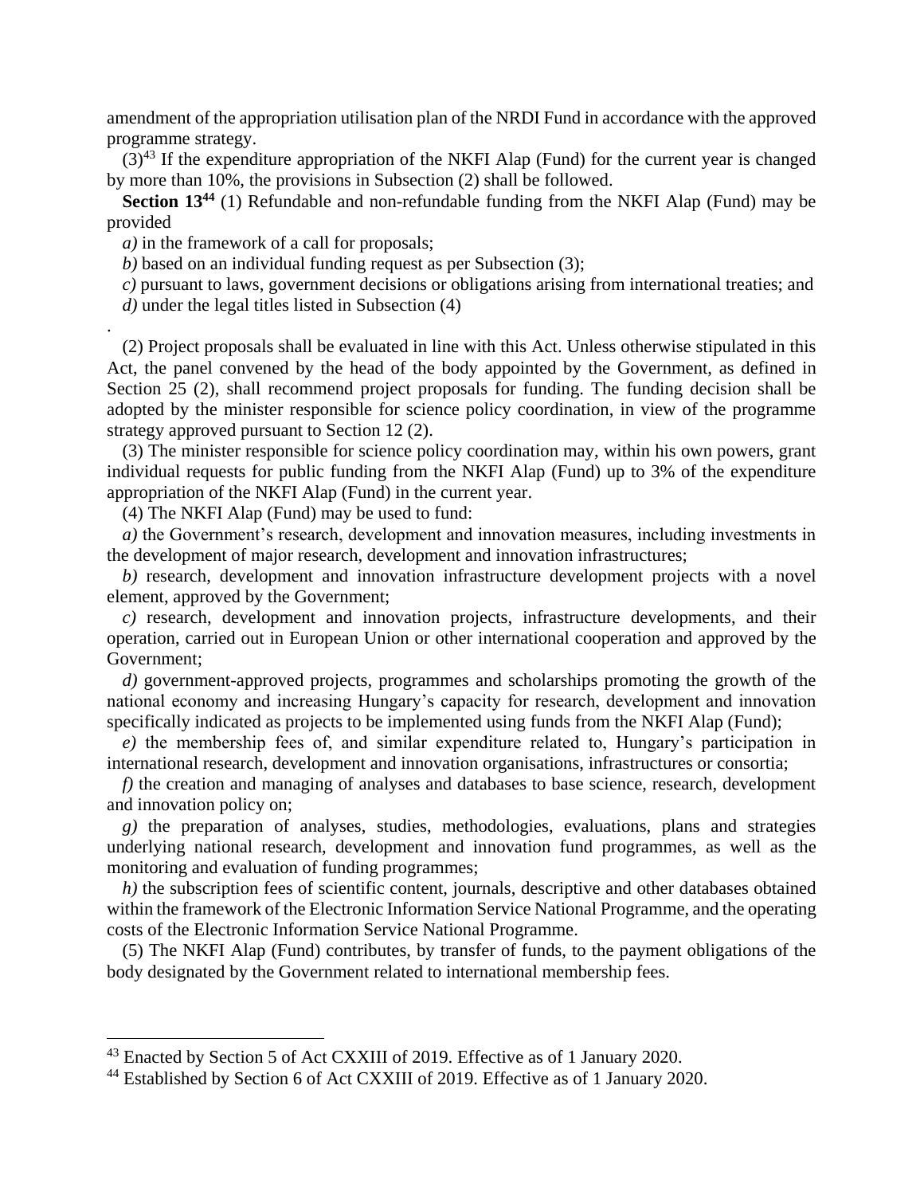amendment of the appropriation utilisation plan of the NRDI Fund in accordance with the approved programme strategy.

(3)[43] If the expenditure appropriation of the NKFI Alap (Fund) for the current year is changed by more than 10%, the provisions in Subsection (2) shall be followed.

**Section 13[44]** (1) Refundable and non-refundable funding from the NKFI Alap (Fund) may be provided

*a)* in the framework of a call for proposals;

*b)* based on an individual funding request as per Subsection (3);

*c)* pursuant to laws, government decisions or obligations arising from international treaties; and

*d)* under the legal titles listed in Subsection (4)

.

(2) Project proposals shall be evaluated in line with this Act. Unless otherwise stipulated in this Act, the panel convened by the head of the body appointed by the Government, as defined in Section 25 (2), shall recommend project proposals for funding. The funding decision shall be adopted by the minister responsible for science policy coordination, in view of the programme strategy approved pursuant to Section 12 (2).

(3) The minister responsible for science policy coordination may, within his own powers, grant individual requests for public funding from the NKFI Alap (Fund) up to 3% of the expenditure appropriation of the NKFI Alap (Fund) in the current year.

(4) The NKFI Alap (Fund) may be used to fund:

*a)* the Government's research, development and innovation measures, including investments in the development of major research, development and innovation infrastructures;

*b)* research, development and innovation infrastructure development projects with a novel element, approved by the Government;

*c)* research, development and innovation projects, infrastructure developments, and their operation, carried out in European Union or other international cooperation and approved by the Government;

*d)* government-approved projects, programmes and scholarships promoting the growth of the national economy and increasing Hungary's capacity for research, development and innovation specifically indicated as projects to be implemented using funds from the NKFI Alap (Fund);

*e)* the membership fees of, and similar expenditure related to, Hungary's participation in international research, development and innovation organisations, infrastructures or consortia;

*f)* the creation and managing of analyses and databases to base science, research, development and innovation policy on;

*g)* the preparation of analyses, studies, methodologies, evaluations, plans and strategies underlying national research, development and innovation fund programmes, as well as the monitoring and evaluation of funding programmes;

*h)* the subscription fees of scientific content, journals, descriptive and other databases obtained within the framework of the Electronic Information Service National Programme, and the operating costs of the Electronic Information Service National Programme.

(5) The NKFI Alap (Fund) contributes, by transfer of funds, to the payment obligations of the body designated by the Government related to international membership fees.

---

[43] Enacted by Section 5 of Act CXXIII of 2019. Effective as of 1 January 2020.

[44] Established by Section 6 of Act CXXIII of 2019. Effective as of 1 January 2020.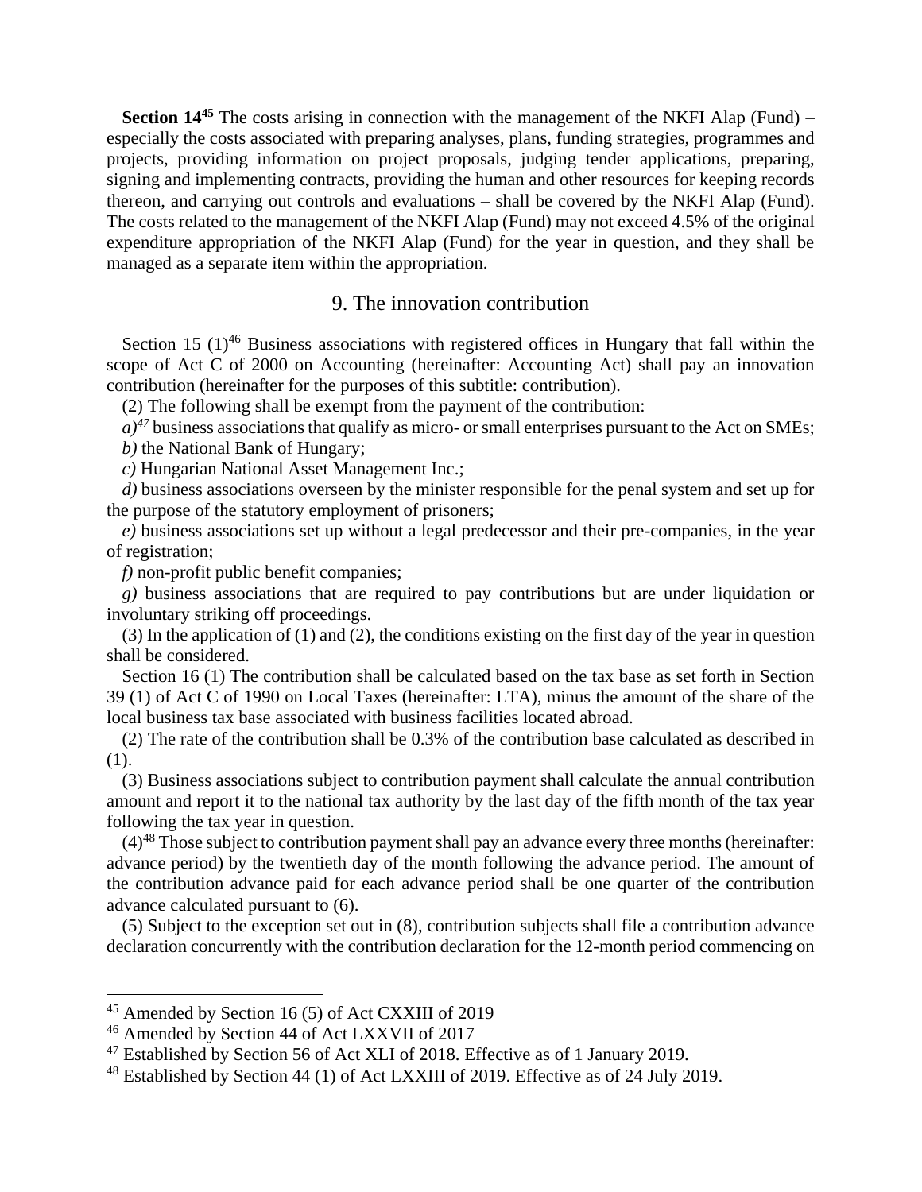**Section 14**[45] The costs arising in connection with the management of the NKFI Alap (Fund) – especially the costs associated with preparing analyses, plans, funding strategies, programmes and projects, providing information on project proposals, judging tender applications, preparing, signing and implementing contracts, providing the human and other resources for keeping records thereon, and carrying out controls and evaluations – shall be covered by the NKFI Alap (Fund). The costs related to the management of the NKFI Alap (Fund) may not exceed 4.5% of the original expenditure appropriation of the NKFI Alap (Fund) for the year in question, and they shall be managed as a separate item within the appropriation.

## 9. The innovation contribution

Section 15 (1)[46] Business associations with registered offices in Hungary that fall within the scope of Act C of 2000 on Accounting (hereinafter: Accounting Act) shall pay an innovation contribution (hereinafter for the purposes of this subtitle: contribution).

(2) The following shall be exempt from the payment of the contribution:

*a)*[47] business associations that qualify as micro- or small enterprises pursuant to the Act on SMEs;

*b)* the National Bank of Hungary;

*c)* Hungarian National Asset Management Inc.;

*d)* business associations overseen by the minister responsible for the penal system and set up for the purpose of the statutory employment of prisoners;

*e)* business associations set up without a legal predecessor and their pre-companies, in the year of registration;

*f)* non-profit public benefit companies;

*g)* business associations that are required to pay contributions but are under liquidation or involuntary striking off proceedings.

(3) In the application of (1) and (2), the conditions existing on the first day of the year in question shall be considered.

Section 16 (1) The contribution shall be calculated based on the tax base as set forth in Section 39 (1) of Act C of 1990 on Local Taxes (hereinafter: LTA), minus the amount of the share of the local business tax base associated with business facilities located abroad.

(2) The rate of the contribution shall be 0.3% of the contribution base calculated as described in (1).

(3) Business associations subject to contribution payment shall calculate the annual contribution amount and report it to the national tax authority by the last day of the fifth month of the tax year following the tax year in question.

(4)[48] Those subject to contribution payment shall pay an advance every three months (hereinafter: advance period) by the twentieth day of the month following the advance period. The amount of the contribution advance paid for each advance period shall be one quarter of the contribution advance calculated pursuant to (6).

(5) Subject to the exception set out in (8), contribution subjects shall file a contribution advance declaration concurrently with the contribution declaration for the 12-month period commencing on

---

[45] Amended by Section 16 (5) of Act CXXIII of 2019

[46] Amended by Section 44 of Act LXXVII of 2017

[47] Established by Section 56 of Act XLI of 2018. Effective as of 1 January 2019.

[48] Established by Section 44 (1) of Act LXXIII of 2019. Effective as of 24 July 2019.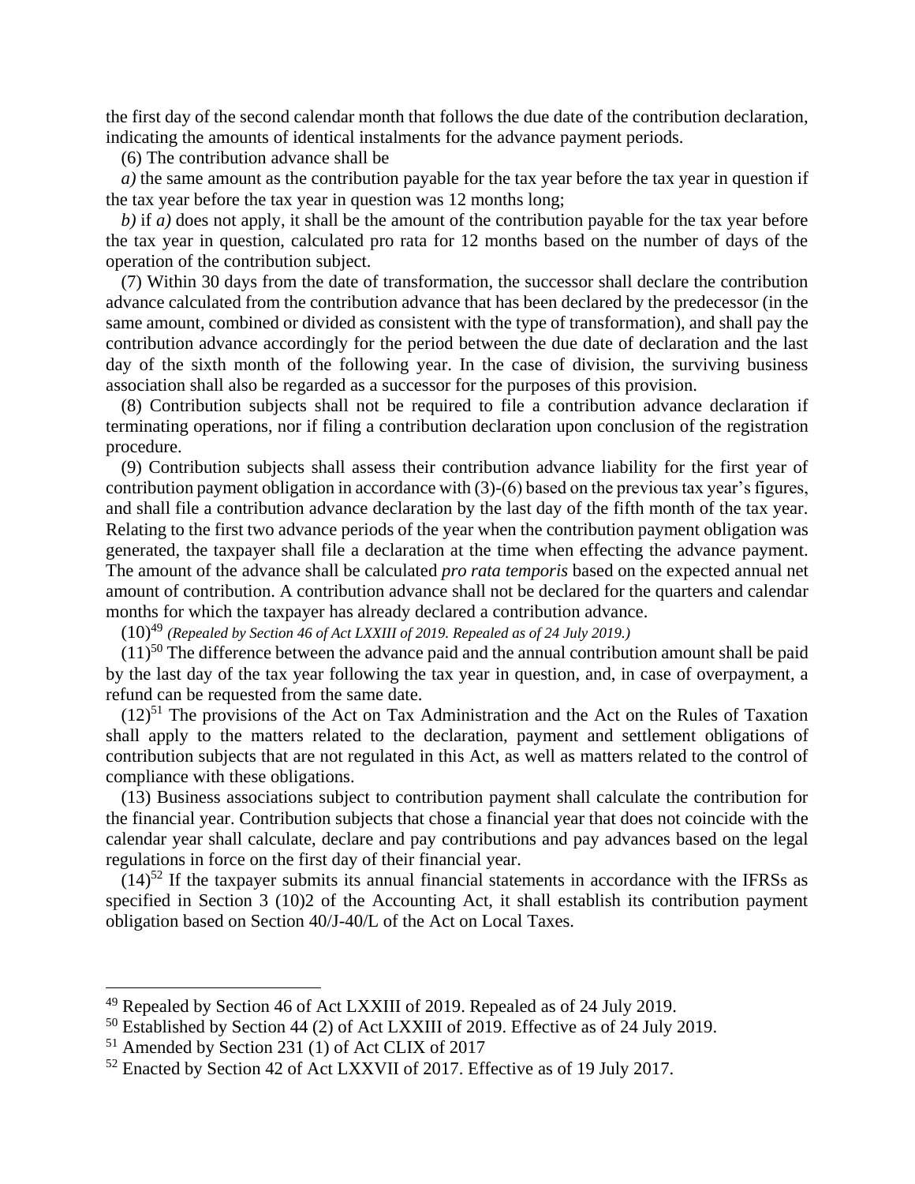the first day of the second calendar month that follows the due date of the contribution declaration, indicating the amounts of identical instalments for the advance payment periods.

(6) The contribution advance shall be

*a)* the same amount as the contribution payable for the tax year before the tax year in question if the tax year before the tax year in question was 12 months long;

*b)* if *a)* does not apply, it shall be the amount of the contribution payable for the tax year before the tax year in question, calculated pro rata for 12 months based on the number of days of the operation of the contribution subject.

(7) Within 30 days from the date of transformation, the successor shall declare the contribution advance calculated from the contribution advance that has been declared by the predecessor (in the same amount, combined or divided as consistent with the type of transformation), and shall pay the contribution advance accordingly for the period between the due date of declaration and the last day of the sixth month of the following year. In the case of division, the surviving business association shall also be regarded as a successor for the purposes of this provision.

(8) Contribution subjects shall not be required to file a contribution advance declaration if terminating operations, nor if filing a contribution declaration upon conclusion of the registration procedure.

(9) Contribution subjects shall assess their contribution advance liability for the first year of contribution payment obligation in accordance with (3)-(6) based on the previous tax year's figures, and shall file a contribution advance declaration by the last day of the fifth month of the tax year. Relating to the first two advance periods of the year when the contribution payment obligation was generated, the taxpayer shall file a declaration at the time when effecting the advance payment. The amount of the advance shall be calculated *pro rata temporis* based on the expected annual net amount of contribution. A contribution advance shall not be declared for the quarters and calendar months for which the taxpayer has already declared a contribution advance.

(10)[49] *(Repealed by Section 46 of Act LXXIII of 2019. Repealed as of 24 July 2019.)*

(11)[50] The difference between the advance paid and the annual contribution amount shall be paid by the last day of the tax year following the tax year in question, and, in case of overpayment, a refund can be requested from the same date.

(12)[51] The provisions of the Act on Tax Administration and the Act on the Rules of Taxation shall apply to the matters related to the declaration, payment and settlement obligations of contribution subjects that are not regulated in this Act, as well as matters related to the control of compliance with these obligations.

(13) Business associations subject to contribution payment shall calculate the contribution for the financial year. Contribution subjects that chose a financial year that does not coincide with the calendar year shall calculate, declare and pay contributions and pay advances based on the legal regulations in force on the first day of their financial year.

(14)[52] If the taxpayer submits its annual financial statements in accordance with the IFRSs as specified in Section 3 (10)2 of the Accounting Act, it shall establish its contribution payment obligation based on Section 40/J-40/L of the Act on Local Taxes.

---

[49] Repealed by Section 46 of Act LXXIII of 2019. Repealed as of 24 July 2019.

[50] Established by Section 44 (2) of Act LXXIII of 2019. Effective as of 24 July 2019.

[51] Amended by Section 231 (1) of Act CLIX of 2017

[52] Enacted by Section 42 of Act LXXVII of 2017. Effective as of 19 July 2017.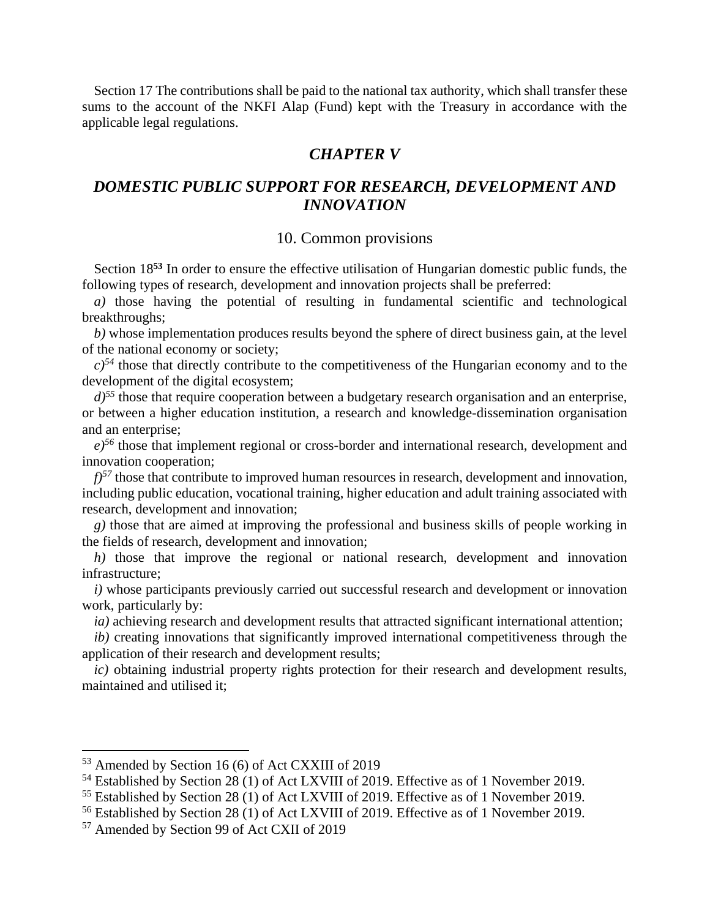Section 17 The contributions shall be paid to the national tax authority, which shall transfer these sums to the account of the NKFI Alap (Fund) kept with the Treasury in accordance with the applicable legal regulations.

## *CHAPTER V*

## *DOMESTIC PUBLIC SUPPORT FOR RESEARCH, DEVELOPMENT AND INNOVATION*

### 10. Common provisions

Section 18[53] In order to ensure the effective utilisation of Hungarian domestic public funds, the following types of research, development and innovation projects shall be preferred:

*a)* those having the potential of resulting in fundamental scientific and technological breakthroughs;

*b)* whose implementation produces results beyond the sphere of direct business gain, at the level of the national economy or society;

*c)*[54] those that directly contribute to the competitiveness of the Hungarian economy and to the development of the digital ecosystem;

*d)*[55] those that require cooperation between a budgetary research organisation and an enterprise, or between a higher education institution, a research and knowledge-dissemination organisation and an enterprise;

*e)*[56] those that implement regional or cross-border and international research, development and innovation cooperation;

*f)*[57] those that contribute to improved human resources in research, development and innovation, including public education, vocational training, higher education and adult training associated with research, development and innovation;

*g)* those that are aimed at improving the professional and business skills of people working in the fields of research, development and innovation;

*h)* those that improve the regional or national research, development and innovation infrastructure;

*i)* whose participants previously carried out successful research and development or innovation work, particularly by:

*ia)* achieving research and development results that attracted significant international attention;

*ib)* creating innovations that significantly improved international competitiveness through the application of their research and development results;

*ic)* obtaining industrial property rights protection for their research and development results, maintained and utilised it;

---

[53] Amended by Section 16 (6) of Act CXXIII of 2019

[54] Established by Section 28 (1) of Act LXVIII of 2019. Effective as of 1 November 2019.

[55] Established by Section 28 (1) of Act LXVIII of 2019. Effective as of 1 November 2019.

[56] Established by Section 28 (1) of Act LXVIII of 2019. Effective as of 1 November 2019.

[57] Amended by Section 99 of Act CXII of 2019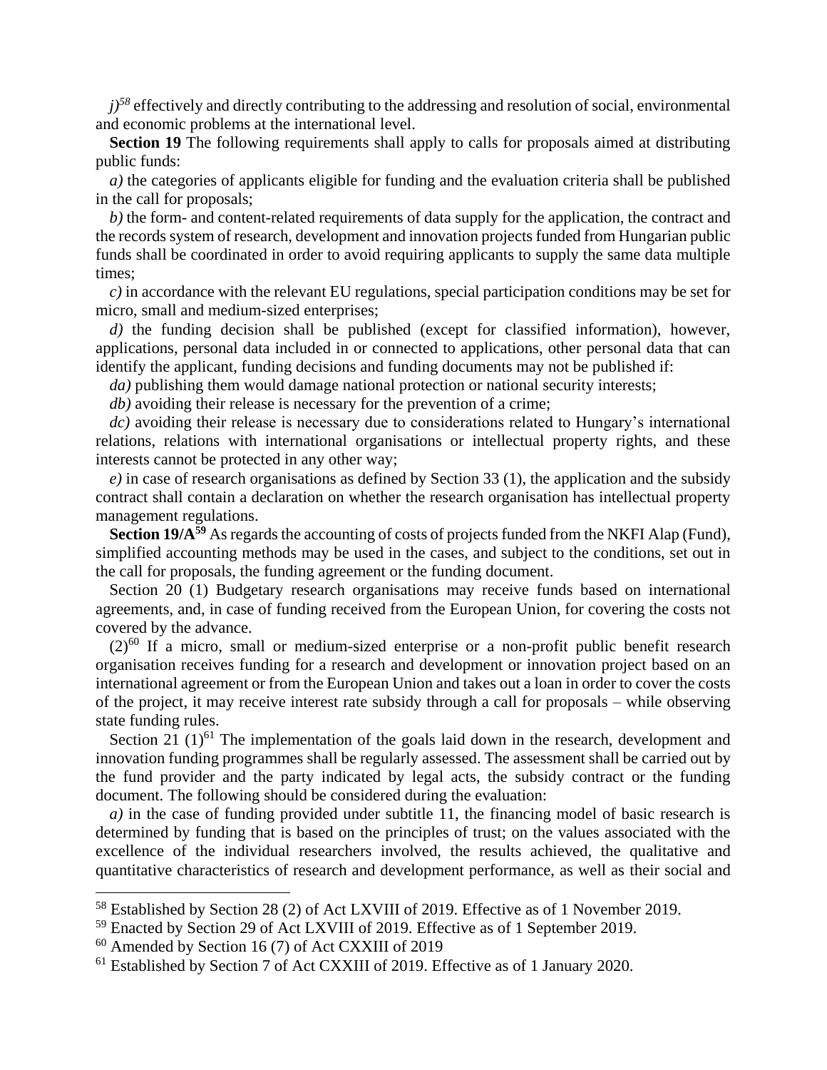*j)*[58] effectively and directly contributing to the addressing and resolution of social, environmental and economic problems at the international level.

**Section 19** The following requirements shall apply to calls for proposals aimed at distributing public funds:

*a)* the categories of applicants eligible for funding and the evaluation criteria shall be published in the call for proposals;

*b)* the form- and content-related requirements of data supply for the application, the contract and the records system of research, development and innovation projects funded from Hungarian public funds shall be coordinated in order to avoid requiring applicants to supply the same data multiple times;

*c)* in accordance with the relevant EU regulations, special participation conditions may be set for micro, small and medium-sized enterprises;

*d)* the funding decision shall be published (except for classified information), however, applications, personal data included in or connected to applications, other personal data that can identify the applicant, funding decisions and funding documents may not be published if:

*da)* publishing them would damage national protection or national security interests;

*db)* avoiding their release is necessary for the prevention of a crime;

*dc)* avoiding their release is necessary due to considerations related to Hungary's international relations, relations with international organisations or intellectual property rights, and these interests cannot be protected in any other way;

*e)* in case of research organisations as defined by Section 33 (1), the application and the subsidy contract shall contain a declaration on whether the research organisation has intellectual property management regulations.

**Section 19/A**[59] As regards the accounting of costs of projects funded from the NKFI Alap (Fund), simplified accounting methods may be used in the cases, and subject to the conditions, set out in the call for proposals, the funding agreement or the funding document.

Section 20 (1) Budgetary research organisations may receive funds based on international agreements, and, in case of funding received from the European Union, for covering the costs not covered by the advance.

(2)[60] If a micro, small or medium-sized enterprise or a non-profit public benefit research organisation receives funding for a research and development or innovation project based on an international agreement or from the European Union and takes out a loan in order to cover the costs of the project, it may receive interest rate subsidy through a call for proposals – while observing state funding rules.

Section 21 (1)[61] The implementation of the goals laid down in the research, development and innovation funding programmes shall be regularly assessed. The assessment shall be carried out by the fund provider and the party indicated by legal acts, the subsidy contract or the funding document. The following should be considered during the evaluation:

*a)* in the case of funding provided under subtitle 11, the financing model of basic research is determined by funding that is based on the principles of trust; on the values associated with the excellence of the individual researchers involved, the results achieved, the qualitative and quantitative characteristics of research and development performance, as well as their social and

---

[58] Established by Section 28 (2) of Act LXVIII of 2019. Effective as of 1 November 2019.

[59] Enacted by Section 29 of Act LXVIII of 2019. Effective as of 1 September 2019.

[60] Amended by Section 16 (7) of Act CXXIII of 2019

[61] Established by Section 7 of Act CXXIII of 2019. Effective as of 1 January 2020.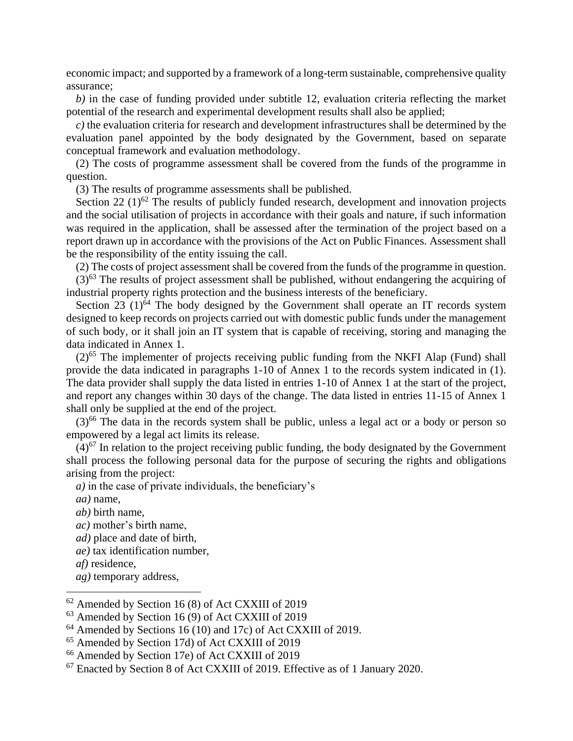economic impact; and supported by a framework of a long-term sustainable, comprehensive quality assurance;

*b)* in the case of funding provided under subtitle 12, evaluation criteria reflecting the market potential of the research and experimental development results shall also be applied;

*c)* the evaluation criteria for research and development infrastructures shall be determined by the evaluation panel appointed by the body designated by the Government, based on separate conceptual framework and evaluation methodology.

(2) The costs of programme assessment shall be covered from the funds of the programme in question.

(3) The results of programme assessments shall be published.

Section 22 (1)[62] The results of publicly funded research, development and innovation projects and the social utilisation of projects in accordance with their goals and nature, if such information was required in the application, shall be assessed after the termination of the project based on a report drawn up in accordance with the provisions of the Act on Public Finances. Assessment shall be the responsibility of the entity issuing the call.

(2) The costs of project assessment shall be covered from the funds of the programme in question.

(3)[63] The results of project assessment shall be published, without endangering the acquiring of industrial property rights protection and the business interests of the beneficiary.

Section 23 (1)[64] The body designed by the Government shall operate an IT records system designed to keep records on projects carried out with domestic public funds under the management of such body, or it shall join an IT system that is capable of receiving, storing and managing the data indicated in Annex 1.

(2)[65] The implementer of projects receiving public funding from the NKFI Alap (Fund) shall provide the data indicated in paragraphs 1-10 of Annex 1 to the records system indicated in (1). The data provider shall supply the data listed in entries 1-10 of Annex 1 at the start of the project, and report any changes within 30 days of the change. The data listed in entries 11-15 of Annex 1 shall only be supplied at the end of the project.

(3)[66] The data in the records system shall be public, unless a legal act or a body or person so empowered by a legal act limits its release.

(4)[67] In relation to the project receiving public funding, the body designated by the Government shall process the following personal data for the purpose of securing the rights and obligations arising from the project:

*a)* in the case of private individuals, the beneficiary's

*aa)* name,

*ab)* birth name,

*ac)* mother's birth name,

*ad)* place and date of birth,

*ae)* tax identification number,

*af)* residence,

*ag)* temporary address,

---

[62] Amended by Section 16 (8) of Act CXXIII of 2019

[63] Amended by Section 16 (9) of Act CXXIII of 2019

[64] Amended by Sections 16 (10) and 17c) of Act CXXIII of 2019.

[65] Amended by Section 17d) of Act CXXIII of 2019

[66] Amended by Section 17e) of Act CXXIII of 2019

[67] Enacted by Section 8 of Act CXXIII of 2019. Effective as of 1 January 2020.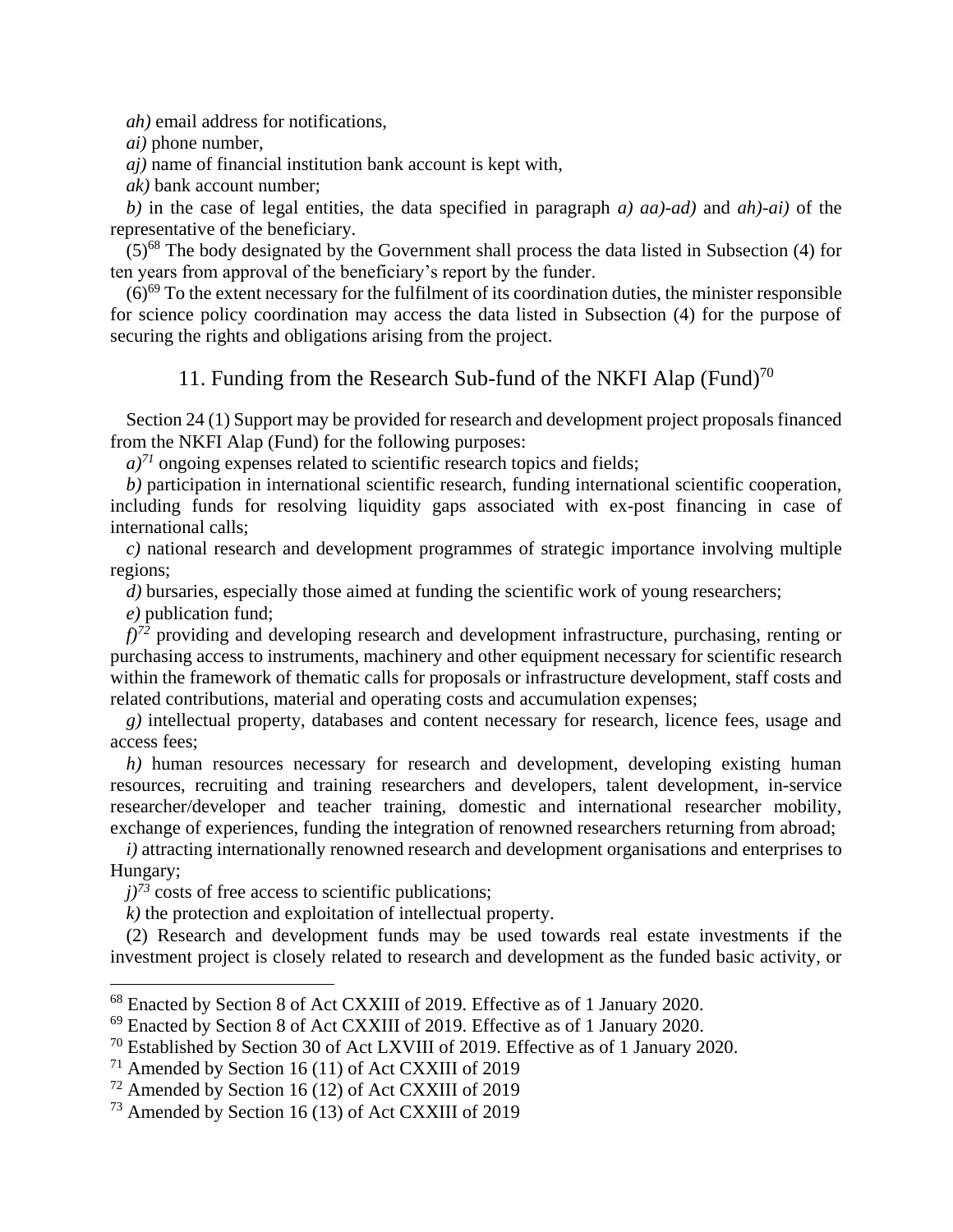*ah)* email address for notifications,

*ai)* phone number,

*aj)* name of financial institution bank account is kept with,

*ak)* bank account number;

*b)* in the case of legal entities, the data specified in paragraph *a) aa)-ad)* and *ah)-ai)* of the representative of the beneficiary.

(5)[68] The body designated by the Government shall process the data listed in Subsection (4) for ten years from approval of the beneficiary's report by the funder.

(6)[69] To the extent necessary for the fulfilment of its coordination duties, the minister responsible for science policy coordination may access the data listed in Subsection (4) for the purpose of securing the rights and obligations arising from the project.

## 11. Funding from the Research Sub-fund of the NKFI Alap (Fund)[70]

Section 24 (1) Support may be provided for research and development project proposals financed from the NKFI Alap (Fund) for the following purposes:

*a)*[71] ongoing expenses related to scientific research topics and fields;

*b)* participation in international scientific research, funding international scientific cooperation, including funds for resolving liquidity gaps associated with ex-post financing in case of international calls;

*c)* national research and development programmes of strategic importance involving multiple regions;

*d)* bursaries, especially those aimed at funding the scientific work of young researchers;

*e)* publication fund;

*f)*[72] providing and developing research and development infrastructure, purchasing, renting or purchasing access to instruments, machinery and other equipment necessary for scientific research within the framework of thematic calls for proposals or infrastructure development, staff costs and related contributions, material and operating costs and accumulation expenses;

*g)* intellectual property, databases and content necessary for research, licence fees, usage and access fees;

*h)* human resources necessary for research and development, developing existing human resources, recruiting and training researchers and developers, talent development, in-service researcher/developer and teacher training, domestic and international researcher mobility, exchange of experiences, funding the integration of renowned researchers returning from abroad;

*i)* attracting internationally renowned research and development organisations and enterprises to Hungary;

*j)*[73] costs of free access to scientific publications;

*k)* the protection and exploitation of intellectual property.

(2) Research and development funds may be used towards real estate investments if the investment project is closely related to research and development as the funded basic activity, or

---

[68] Enacted by Section 8 of Act CXXIII of 2019. Effective as of 1 January 2020.

[69] Enacted by Section 8 of Act CXXIII of 2019. Effective as of 1 January 2020.

[70] Established by Section 30 of Act LXVIII of 2019. Effective as of 1 January 2020.

[71] Amended by Section 16 (11) of Act CXXIII of 2019

[72] Amended by Section 16 (12) of Act CXXIII of 2019

[73] Amended by Section 16 (13) of Act CXXIII of 2019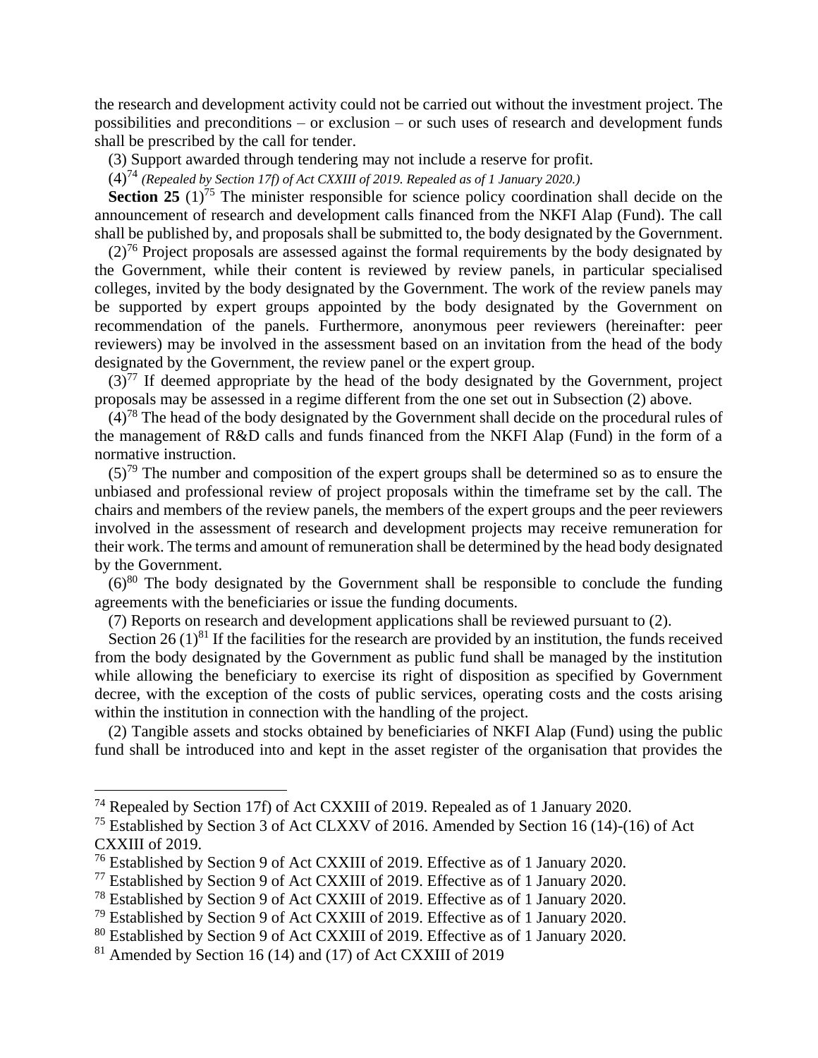the research and development activity could not be carried out without the investment project. The possibilities and preconditions – or exclusion – or such uses of research and development funds shall be prescribed by the call for tender.

(3) Support awarded through tendering may not include a reserve for profit.

(4)[74] *(Repealed by Section 17f) of Act CXXIII of 2019. Repealed as of 1 January 2020.)*

**Section 25** (1)[75] The minister responsible for science policy coordination shall decide on the announcement of research and development calls financed from the NKFI Alap (Fund). The call shall be published by, and proposals shall be submitted to, the body designated by the Government.

(2)[76] Project proposals are assessed against the formal requirements by the body designated by the Government, while their content is reviewed by review panels, in particular specialised colleges, invited by the body designated by the Government. The work of the review panels may be supported by expert groups appointed by the body designated by the Government on recommendation of the panels. Furthermore, anonymous peer reviewers (hereinafter: peer reviewers) may be involved in the assessment based on an invitation from the head of the body designated by the Government, the review panel or the expert group.

(3)[77] If deemed appropriate by the head of the body designated by the Government, project proposals may be assessed in a regime different from the one set out in Subsection (2) above.

(4)[78] The head of the body designated by the Government shall decide on the procedural rules of the management of R&D calls and funds financed from the NKFI Alap (Fund) in the form of a normative instruction.

(5)[79] The number and composition of the expert groups shall be determined so as to ensure the unbiased and professional review of project proposals within the timeframe set by the call. The chairs and members of the review panels, the members of the expert groups and the peer reviewers involved in the assessment of research and development projects may receive remuneration for their work. The terms and amount of remuneration shall be determined by the head body designated by the Government.

(6)[80] The body designated by the Government shall be responsible to conclude the funding agreements with the beneficiaries or issue the funding documents.

(7) Reports on research and development applications shall be reviewed pursuant to (2).

Section 26 (1)[81] If the facilities for the research are provided by an institution, the funds received from the body designated by the Government as public fund shall be managed by the institution while allowing the beneficiary to exercise its right of disposition as specified by Government decree, with the exception of the costs of public services, operating costs and the costs arising within the institution in connection with the handling of the project.

(2) Tangible assets and stocks obtained by beneficiaries of NKFI Alap (Fund) using the public fund shall be introduced into and kept in the asset register of the organisation that provides the

---

[74] Repealed by Section 17f) of Act CXXIII of 2019. Repealed as of 1 January 2020.

[75] Established by Section 3 of Act CLXXV of 2016. Amended by Section 16 (14)-(16) of Act CXXIII of 2019.

[76] Established by Section 9 of Act CXXIII of 2019. Effective as of 1 January 2020.

[77] Established by Section 9 of Act CXXIII of 2019. Effective as of 1 January 2020.

[78] Established by Section 9 of Act CXXIII of 2019. Effective as of 1 January 2020.

[79] Established by Section 9 of Act CXXIII of 2019. Effective as of 1 January 2020.

[80] Established by Section 9 of Act CXXIII of 2019. Effective as of 1 January 2020.

[81] Amended by Section 16 (14) and (17) of Act CXXIII of 2019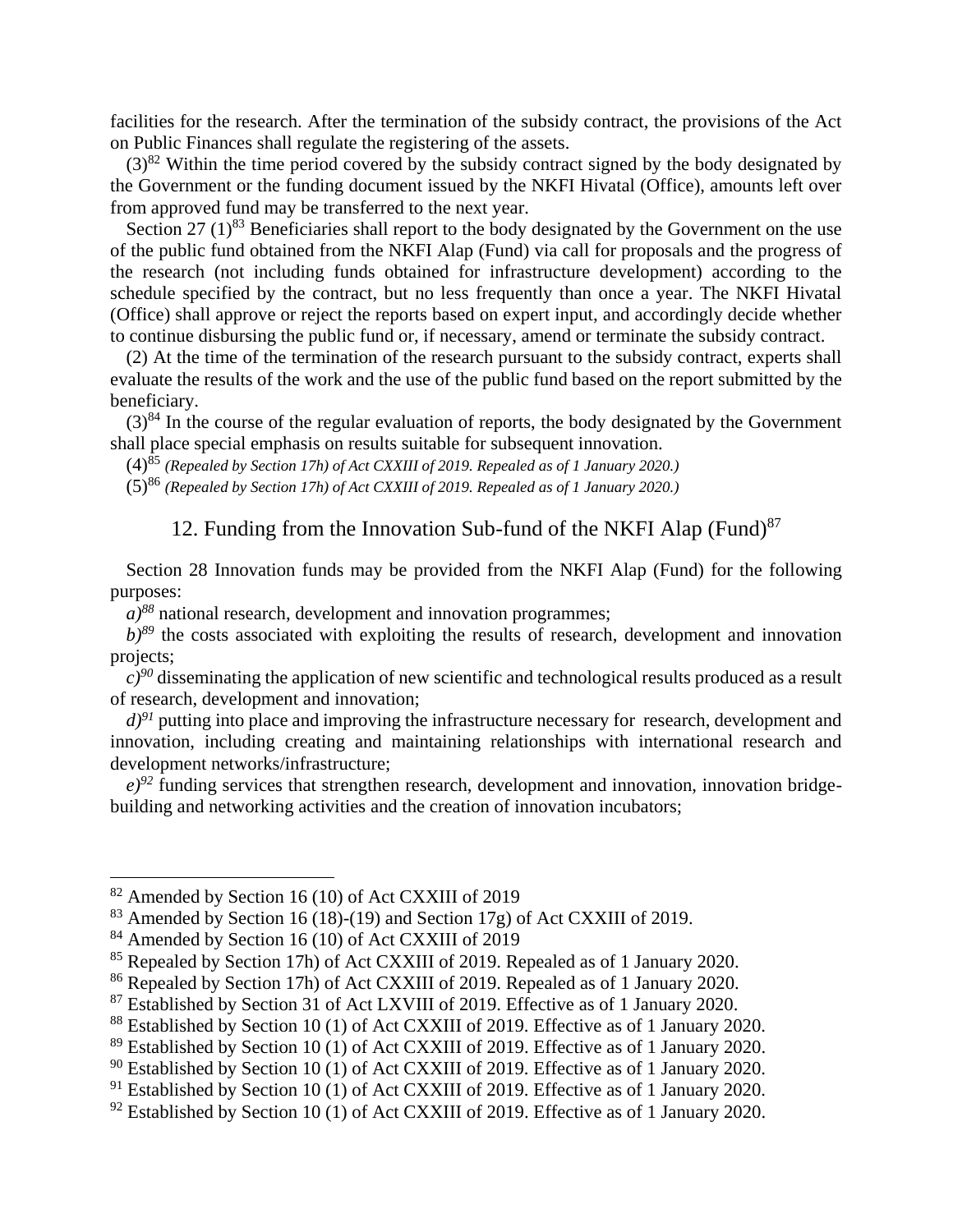facilities for the research. After the termination of the subsidy contract, the provisions of the Act on Public Finances shall regulate the registering of the assets.

(3)[82] Within the time period covered by the subsidy contract signed by the body designated by the Government or the funding document issued by the NKFI Hivatal (Office), amounts left over from approved fund may be transferred to the next year.

Section 27 (1)[83] Beneficiaries shall report to the body designated by the Government on the use of the public fund obtained from the NKFI Alap (Fund) via call for proposals and the progress of the research (not including funds obtained for infrastructure development) according to the schedule specified by the contract, but no less frequently than once a year. The NKFI Hivatal (Office) shall approve or reject the reports based on expert input, and accordingly decide whether to continue disbursing the public fund or, if necessary, amend or terminate the subsidy contract.

(2) At the time of the termination of the research pursuant to the subsidy contract, experts shall evaluate the results of the work and the use of the public fund based on the report submitted by the beneficiary.

(3)[84] In the course of the regular evaluation of reports, the body designated by the Government shall place special emphasis on results suitable for subsequent innovation.

(4)[85] *(Repealed by Section 17h) of Act CXXIII of 2019. Repealed as of 1 January 2020.)*

(5)[86] *(Repealed by Section 17h) of Act CXXIII of 2019. Repealed as of 1 January 2020.)*

## 12. Funding from the Innovation Sub-fund of the NKFI Alap (Fund)[87]

Section 28 Innovation funds may be provided from the NKFI Alap (Fund) for the following purposes:

*a)*[88] national research, development and innovation programmes;

*b)*[89] the costs associated with exploiting the results of research, development and innovation projects;

*c)*[90] disseminating the application of new scientific and technological results produced as a result of research, development and innovation;

*d)*[91] putting into place and improving the infrastructure necessary for research, development and innovation, including creating and maintaining relationships with international research and development networks/infrastructure;

*e)*[92] funding services that strengthen research, development and innovation, innovation bridge-building and networking activities and the creation of innovation incubators;

---

[82] Amended by Section 16 (10) of Act CXXIII of 2019

[83] Amended by Section 16 (18)-(19) and Section 17g) of Act CXXIII of 2019.

[84] Amended by Section 16 (10) of Act CXXIII of 2019

[85] Repealed by Section 17h) of Act CXXIII of 2019. Repealed as of 1 January 2020.

[86] Repealed by Section 17h) of Act CXXIII of 2019. Repealed as of 1 January 2020.

[87] Established by Section 31 of Act LXVIII of 2019. Effective as of 1 January 2020.

[88] Established by Section 10 (1) of Act CXXIII of 2019. Effective as of 1 January 2020.

[89] Established by Section 10 (1) of Act CXXIII of 2019. Effective as of 1 January 2020.

[90] Established by Section 10 (1) of Act CXXIII of 2019. Effective as of 1 January 2020.

[91] Established by Section 10 (1) of Act CXXIII of 2019. Effective as of 1 January 2020.

[92] Established by Section 10 (1) of Act CXXIII of 2019. Effective as of 1 January 2020.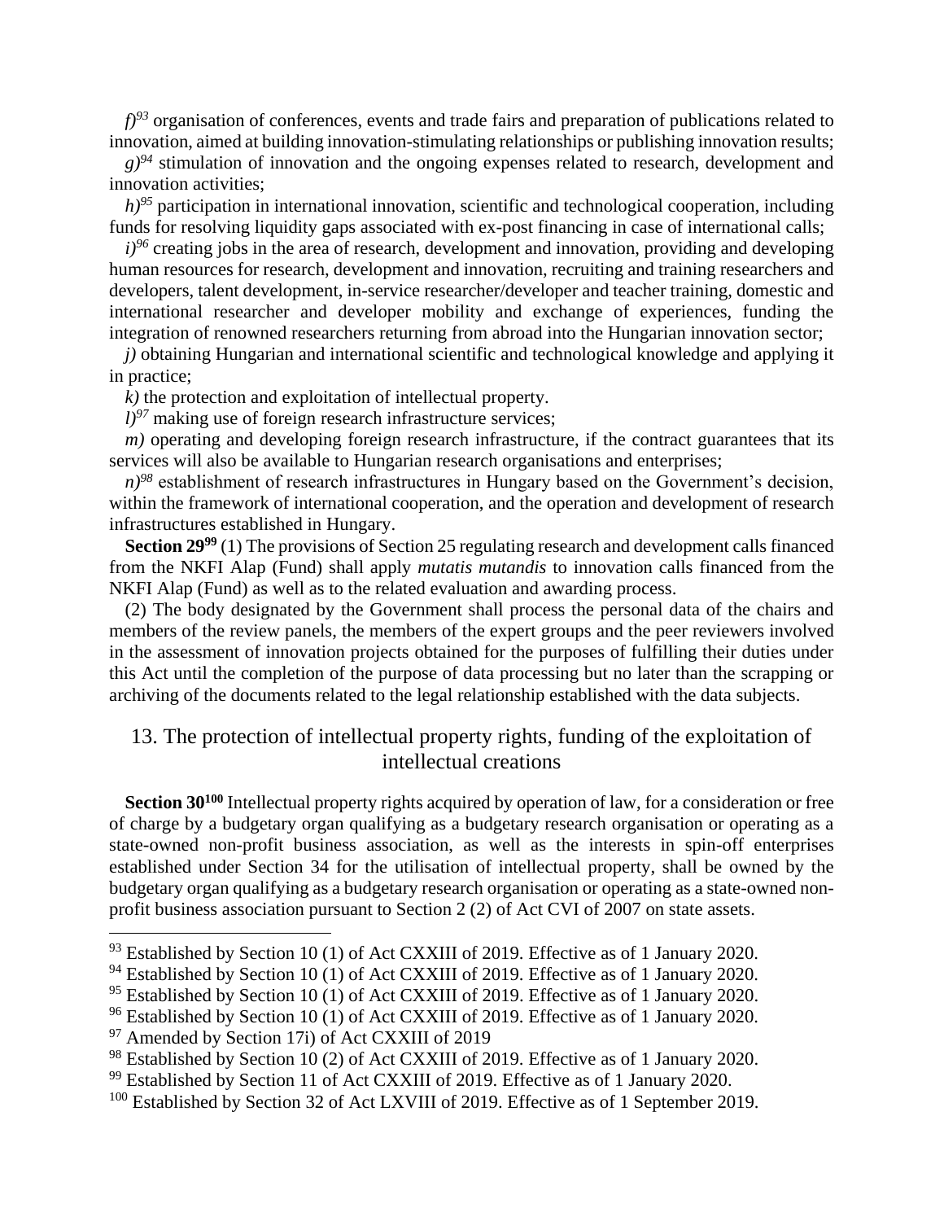*f)*[93] organisation of conferences, events and trade fairs and preparation of publications related to innovation, aimed at building innovation-stimulating relationships or publishing innovation results;

*g)*[94] stimulation of innovation and the ongoing expenses related to research, development and innovation activities;

*h)*[95] participation in international innovation, scientific and technological cooperation, including funds for resolving liquidity gaps associated with ex-post financing in case of international calls;

*i)*[96] creating jobs in the area of research, development and innovation, providing and developing human resources for research, development and innovation, recruiting and training researchers and developers, talent development, in-service researcher/developer and teacher training, domestic and international researcher and developer mobility and exchange of experiences, funding the integration of renowned researchers returning from abroad into the Hungarian innovation sector;

*j)* obtaining Hungarian and international scientific and technological knowledge and applying it in practice;

*k)* the protection and exploitation of intellectual property.

*l)*[97] making use of foreign research infrastructure services;

*m)* operating and developing foreign research infrastructure, if the contract guarantees that its services will also be available to Hungarian research organisations and enterprises;

*n)*[98] establishment of research infrastructures in Hungary based on the Government's decision, within the framework of international cooperation, and the operation and development of research infrastructures established in Hungary.

**Section 29**[99] (1) The provisions of Section 25 regulating research and development calls financed from the NKFI Alap (Fund) shall apply *mutatis mutandis* to innovation calls financed from the NKFI Alap (Fund) as well as to the related evaluation and awarding process.

(2) The body designated by the Government shall process the personal data of the chairs and members of the review panels, the members of the expert groups and the peer reviewers involved in the assessment of innovation projects obtained for the purposes of fulfilling their duties under this Act until the completion of the purpose of data processing but no later than the scrapping or archiving of the documents related to the legal relationship established with the data subjects.

## 13. The protection of intellectual property rights, funding of the exploitation of intellectual creations

**Section 30**[100] Intellectual property rights acquired by operation of law, for a consideration or free of charge by a budgetary organ qualifying as a budgetary research organisation or operating as a state-owned non-profit business association, as well as the interests in spin-off enterprises established under Section 34 for the utilisation of intellectual property, shall be owned by the budgetary organ qualifying as a budgetary research organisation or operating as a state-owned non-profit business association pursuant to Section 2 (2) of Act CVI of 2007 on state assets.

---

[93] Established by Section 10 (1) of Act CXXIII of 2019. Effective as of 1 January 2020.

[94] Established by Section 10 (1) of Act CXXIII of 2019. Effective as of 1 January 2020.

[95] Established by Section 10 (1) of Act CXXIII of 2019. Effective as of 1 January 2020.

[96] Established by Section 10 (1) of Act CXXIII of 2019. Effective as of 1 January 2020.

[97] Amended by Section 17i) of Act CXXIII of 2019

[98] Established by Section 10 (2) of Act CXXIII of 2019. Effective as of 1 January 2020.

[99] Established by Section 11 of Act CXXIII of 2019. Effective as of 1 January 2020.

[100] Established by Section 32 of Act LXVIII of 2019. Effective as of 1 September 2019.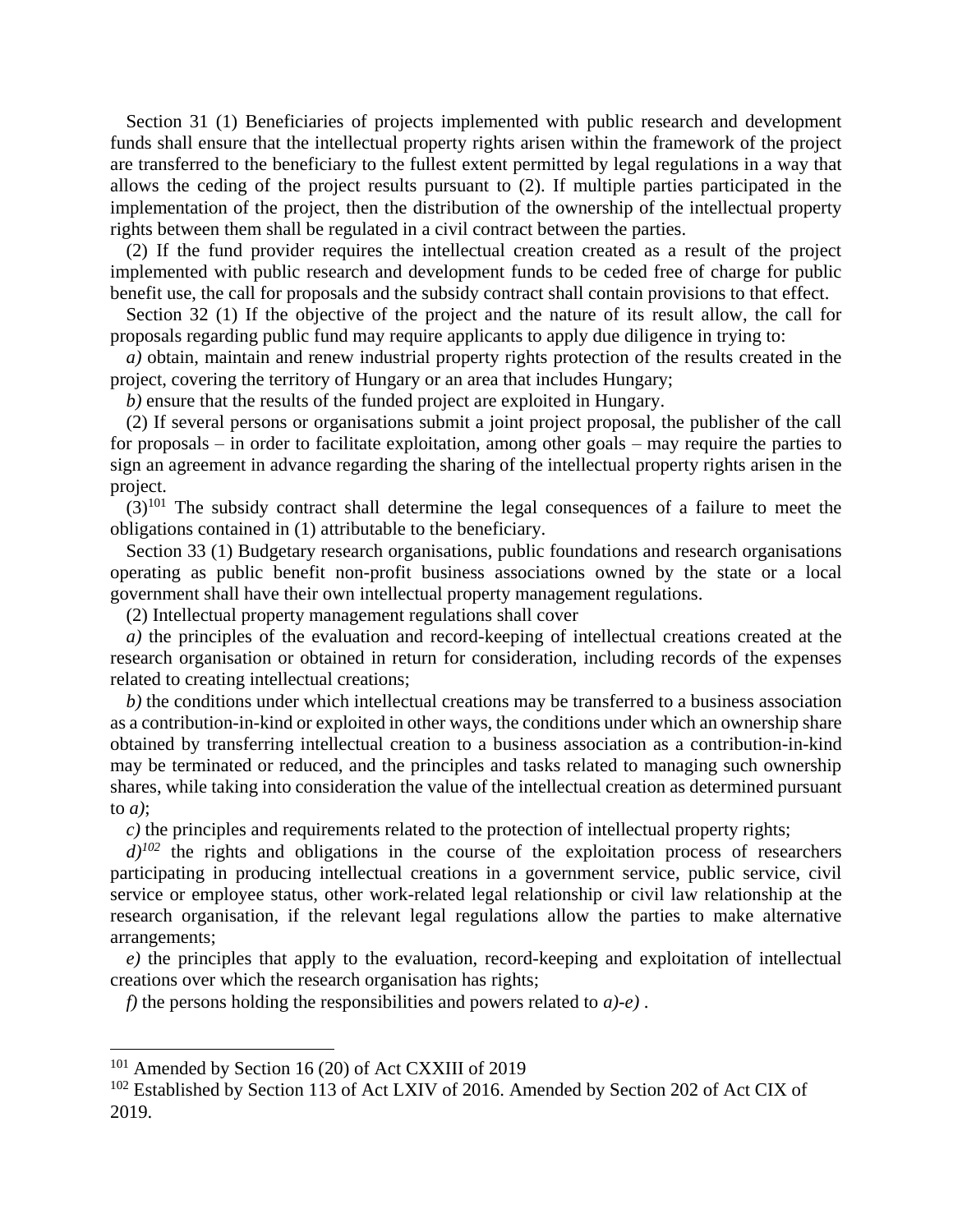Section 31 (1) Beneficiaries of projects implemented with public research and development funds shall ensure that the intellectual property rights arisen within the framework of the project are transferred to the beneficiary to the fullest extent permitted by legal regulations in a way that allows the ceding of the project results pursuant to (2). If multiple parties participated in the implementation of the project, then the distribution of the ownership of the intellectual property rights between them shall be regulated in a civil contract between the parties.

(2) If the fund provider requires the intellectual creation created as a result of the project implemented with public research and development funds to be ceded free of charge for public benefit use, the call for proposals and the subsidy contract shall contain provisions to that effect.

Section 32 (1) If the objective of the project and the nature of its result allow, the call for proposals regarding public fund may require applicants to apply due diligence in trying to:

*a)* obtain, maintain and renew industrial property rights protection of the results created in the project, covering the territory of Hungary or an area that includes Hungary;

*b)* ensure that the results of the funded project are exploited in Hungary.

(2) If several persons or organisations submit a joint project proposal, the publisher of the call for proposals – in order to facilitate exploitation, among other goals – may require the parties to sign an agreement in advance regarding the sharing of the intellectual property rights arisen in the project.

(3)[101] The subsidy contract shall determine the legal consequences of a failure to meet the obligations contained in (1) attributable to the beneficiary.

Section 33 (1) Budgetary research organisations, public foundations and research organisations operating as public benefit non-profit business associations owned by the state or a local government shall have their own intellectual property management regulations.

(2) Intellectual property management regulations shall cover

*a)* the principles of the evaluation and record-keeping of intellectual creations created at the research organisation or obtained in return for consideration, including records of the expenses related to creating intellectual creations;

*b)* the conditions under which intellectual creations may be transferred to a business association as a contribution-in-kind or exploited in other ways, the conditions under which an ownership share obtained by transferring intellectual creation to a business association as a contribution-in-kind may be terminated or reduced, and the principles and tasks related to managing such ownership shares, while taking into consideration the value of the intellectual creation as determined pursuant to *a)*;

*c)* the principles and requirements related to the protection of intellectual property rights;

*d)*[102] the rights and obligations in the course of the exploitation process of researchers participating in producing intellectual creations in a government service, public service, civil service or employee status, other work-related legal relationship or civil law relationship at the research organisation, if the relevant legal regulations allow the parties to make alternative arrangements;

*e)* the principles that apply to the evaluation, record-keeping and exploitation of intellectual creations over which the research organisation has rights;

*f)* the persons holding the responsibilities and powers related to *a)-e)* .

---

[101] Amended by Section 16 (20) of Act CXXIII of 2019

[102] Established by Section 113 of Act LXIV of 2016. Amended by Section 202 of Act CIX of 2019.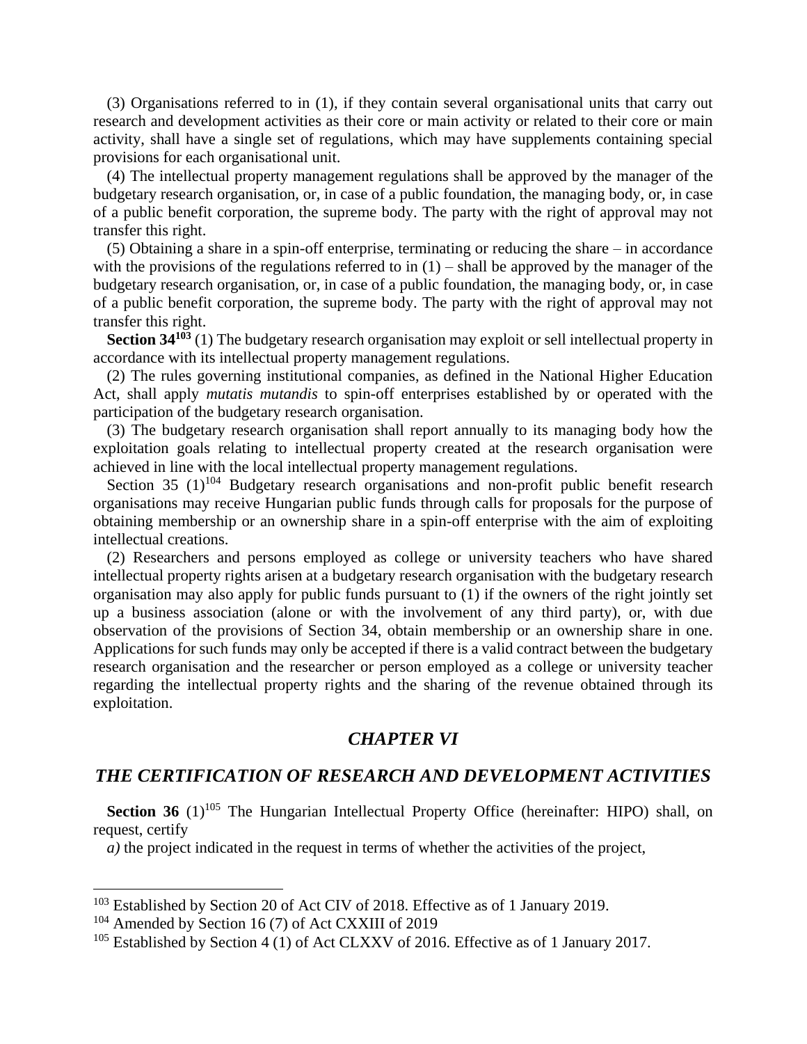(3) Organisations referred to in (1), if they contain several organisational units that carry out research and development activities as their core or main activity or related to their core or main activity, shall have a single set of regulations, which may have supplements containing special provisions for each organisational unit.

(4) The intellectual property management regulations shall be approved by the manager of the budgetary research organisation, or, in case of a public foundation, the managing body, or, in case of a public benefit corporation, the supreme body. The party with the right of approval may not transfer this right.

(5) Obtaining a share in a spin-off enterprise, terminating or reducing the share – in accordance with the provisions of the regulations referred to in (1) – shall be approved by the manager of the budgetary research organisation, or, in case of a public foundation, the managing body, or, in case of a public benefit corporation, the supreme body. The party with the right of approval may not transfer this right.

**Section 34**[103] (1) The budgetary research organisation may exploit or sell intellectual property in accordance with its intellectual property management regulations.

(2) The rules governing institutional companies, as defined in the National Higher Education Act, shall apply *mutatis mutandis* to spin-off enterprises established by or operated with the participation of the budgetary research organisation.

(3) The budgetary research organisation shall report annually to its managing body how the exploitation goals relating to intellectual property created at the research organisation were achieved in line with the local intellectual property management regulations.

Section 35 (1)[104] Budgetary research organisations and non-profit public benefit research organisations may receive Hungarian public funds through calls for proposals for the purpose of obtaining membership or an ownership share in a spin-off enterprise with the aim of exploiting intellectual creations.

(2) Researchers and persons employed as college or university teachers who have shared intellectual property rights arisen at a budgetary research organisation with the budgetary research organisation may also apply for public funds pursuant to (1) if the owners of the right jointly set up a business association (alone or with the involvement of any third party), or, with due observation of the provisions of Section 34, obtain membership or an ownership share in one. Applications for such funds may only be accepted if there is a valid contract between the budgetary research organisation and the researcher or person employed as a college or university teacher regarding the intellectual property rights and the sharing of the revenue obtained through its exploitation.

## *CHAPTER VI*

## *THE CERTIFICATION OF RESEARCH AND DEVELOPMENT ACTIVITIES*

**Section 36** (1)[105] The Hungarian Intellectual Property Office (hereinafter: HIPO) shall, on request, certify

*a)* the project indicated in the request in terms of whether the activities of the project,

---

[103] Established by Section 20 of Act CIV of 2018. Effective as of 1 January 2019.

[104] Amended by Section 16 (7) of Act CXXIII of 2019

[105] Established by Section 4 (1) of Act CLXXV of 2016. Effective as of 1 January 2017.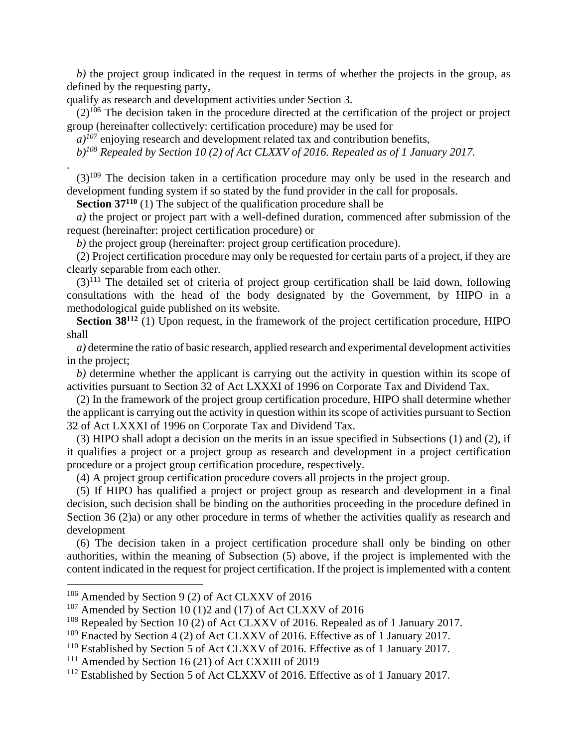*b)* the project group indicated in the request in terms of whether the projects in the group, as defined by the requesting party,

qualify as research and development activities under Section 3.

(2)[106] The decision taken in the procedure directed at the certification of the project or project group (hereinafter collectively: certification procedure) may be used for

*a)*[107] enjoying research and development related tax and contribution benefits,

*b)*[108] *Repealed by Section 10 (2) of Act CLXXV of 2016. Repealed as of 1 January 2017.*

.

(3)[109] The decision taken in a certification procedure may only be used in the research and development funding system if so stated by the fund provider in the call for proposals.

**Section 37**[110] (1) The subject of the qualification procedure shall be

*a)* the project or project part with a well-defined duration, commenced after submission of the request (hereinafter: project certification procedure) or

*b)* the project group (hereinafter: project group certification procedure).

(2) Project certification procedure may only be requested for certain parts of a project, if they are clearly separable from each other.

(3)[111] The detailed set of criteria of project group certification shall be laid down, following consultations with the head of the body designated by the Government, by HIPO in a methodological guide published on its website.

**Section 38**[112] (1) Upon request, in the framework of the project certification procedure, HIPO shall

*a)* determine the ratio of basic research, applied research and experimental development activities in the project;

*b)* determine whether the applicant is carrying out the activity in question within its scope of activities pursuant to Section 32 of Act LXXXI of 1996 on Corporate Tax and Dividend Tax.

(2) In the framework of the project group certification procedure, HIPO shall determine whether the applicant is carrying out the activity in question within its scope of activities pursuant to Section 32 of Act LXXXI of 1996 on Corporate Tax and Dividend Tax.

(3) HIPO shall adopt a decision on the merits in an issue specified in Subsections (1) and (2), if it qualifies a project or a project group as research and development in a project certification procedure or a project group certification procedure, respectively.

(4) A project group certification procedure covers all projects in the project group.

(5) If HIPO has qualified a project or project group as research and development in a final decision, such decision shall be binding on the authorities proceeding in the procedure defined in Section 36 (2)a) or any other procedure in terms of whether the activities qualify as research and development

(6) The decision taken in a project certification procedure shall only be binding on other authorities, within the meaning of Subsection (5) above, if the project is implemented with the content indicated in the request for project certification. If the project is implemented with a content

---

[106] Amended by Section 9 (2) of Act CLXXV of 2016

[107] Amended by Section 10 (1)2 and (17) of Act CLXXV of 2016

[108] Repealed by Section 10 (2) of Act CLXXV of 2016. Repealed as of 1 January 2017.

[109] Enacted by Section 4 (2) of Act CLXXV of 2016. Effective as of 1 January 2017.

[110] Established by Section 5 of Act CLXXV of 2016. Effective as of 1 January 2017.

[111] Amended by Section 16 (21) of Act CXXIII of 2019

[112] Established by Section 5 of Act CLXXV of 2016. Effective as of 1 January 2017.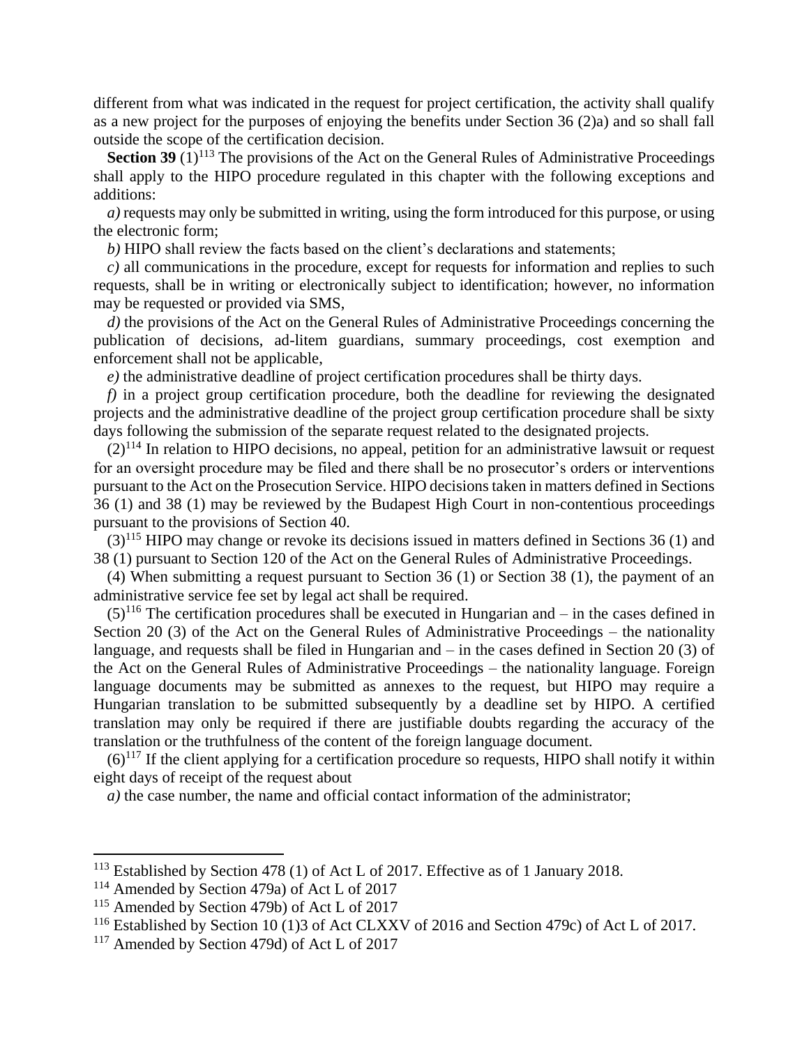different from what was indicated in the request for project certification, the activity shall qualify as a new project for the purposes of enjoying the benefits under Section 36 (2)a) and so shall fall outside the scope of the certification decision.

**Section 39** (1)[113] The provisions of the Act on the General Rules of Administrative Proceedings shall apply to the HIPO procedure regulated in this chapter with the following exceptions and additions:

*a)* requests may only be submitted in writing, using the form introduced for this purpose, or using the electronic form;

*b)* HIPO shall review the facts based on the client's declarations and statements;

*c)* all communications in the procedure, except for requests for information and replies to such requests, shall be in writing or electronically subject to identification; however, no information may be requested or provided via SMS,

*d)* the provisions of the Act on the General Rules of Administrative Proceedings concerning the publication of decisions, ad-litem guardians, summary proceedings, cost exemption and enforcement shall not be applicable,

*e)* the administrative deadline of project certification procedures shall be thirty days.

*f)* in a project group certification procedure, both the deadline for reviewing the designated projects and the administrative deadline of the project group certification procedure shall be sixty days following the submission of the separate request related to the designated projects.

(2)[114] In relation to HIPO decisions, no appeal, petition for an administrative lawsuit or request for an oversight procedure may be filed and there shall be no prosecutor's orders or interventions pursuant to the Act on the Prosecution Service. HIPO decisions taken in matters defined in Sections 36 (1) and 38 (1) may be reviewed by the Budapest High Court in non-contentious proceedings pursuant to the provisions of Section 40.

(3)[115] HIPO may change or revoke its decisions issued in matters defined in Sections 36 (1) and 38 (1) pursuant to Section 120 of the Act on the General Rules of Administrative Proceedings.

(4) When submitting a request pursuant to Section 36 (1) or Section 38 (1), the payment of an administrative service fee set by legal act shall be required.

(5)[116] The certification procedures shall be executed in Hungarian and – in the cases defined in Section 20 (3) of the Act on the General Rules of Administrative Proceedings – the nationality language, and requests shall be filed in Hungarian and – in the cases defined in Section 20 (3) of the Act on the General Rules of Administrative Proceedings – the nationality language. Foreign language documents may be submitted as annexes to the request, but HIPO may require a Hungarian translation to be submitted subsequently by a deadline set by HIPO. A certified translation may only be required if there are justifiable doubts regarding the accuracy of the translation or the truthfulness of the content of the foreign language document.

(6)[117] If the client applying for a certification procedure so requests, HIPO shall notify it within eight days of receipt of the request about

*a)* the case number, the name and official contact information of the administrator;

---

[113] Established by Section 478 (1) of Act L of 2017. Effective as of 1 January 2018.

[114] Amended by Section 479a) of Act L of 2017

[115] Amended by Section 479b) of Act L of 2017

[116] Established by Section 10 (1)3 of Act CLXXV of 2016 and Section 479c) of Act L of 2017.

[117] Amended by Section 479d) of Act L of 2017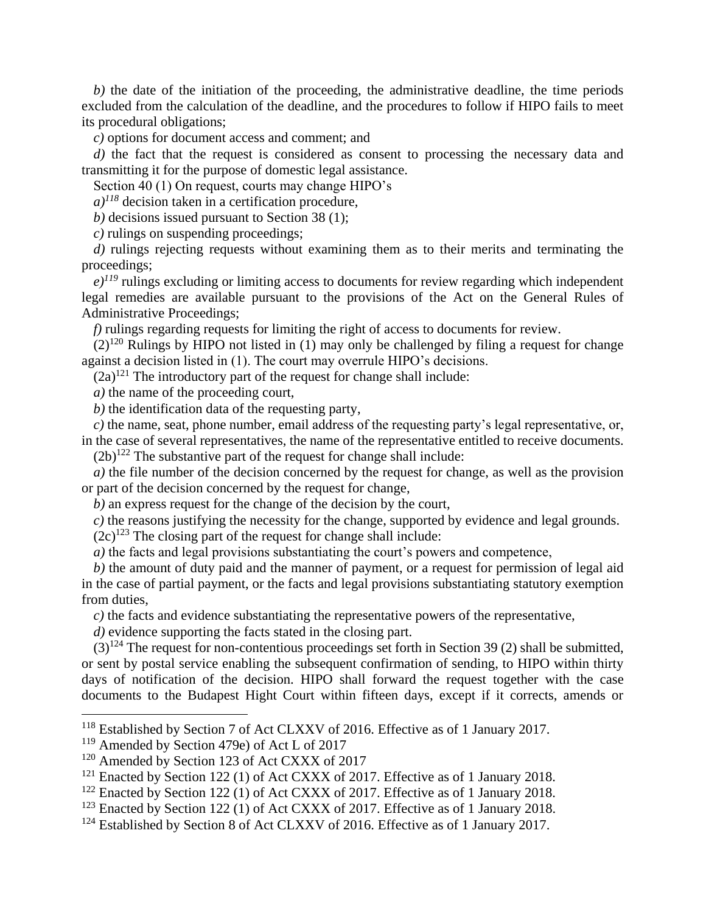*b)* the date of the initiation of the proceeding, the administrative deadline, the time periods excluded from the calculation of the deadline, and the procedures to follow if HIPO fails to meet its procedural obligations;

*c)* options for document access and comment; and

*d)* the fact that the request is considered as consent to processing the necessary data and transmitting it for the purpose of domestic legal assistance.

Section 40 (1) On request, courts may change HIPO's

*a)*[118] decision taken in a certification procedure,

*b)* decisions issued pursuant to Section 38 (1);

*c)* rulings on suspending proceedings;

*d)* rulings rejecting requests without examining them as to their merits and terminating the proceedings;

*e)*[119] rulings excluding or limiting access to documents for review regarding which independent legal remedies are available pursuant to the provisions of the Act on the General Rules of Administrative Proceedings;

*f)* rulings regarding requests for limiting the right of access to documents for review.

(2)[120] Rulings by HIPO not listed in (1) may only be challenged by filing a request for change against a decision listed in (1). The court may overrule HIPO's decisions.

(2a)[121] The introductory part of the request for change shall include:

*a)* the name of the proceeding court,

*b)* the identification data of the requesting party,

*c)* the name, seat, phone number, email address of the requesting party's legal representative, or, in the case of several representatives, the name of the representative entitled to receive documents.

(2b)[122] The substantive part of the request for change shall include:

*a)* the file number of the decision concerned by the request for change, as well as the provision or part of the decision concerned by the request for change,

*b)* an express request for the change of the decision by the court,

*c)* the reasons justifying the necessity for the change, supported by evidence and legal grounds.

(2c)[123] The closing part of the request for change shall include:

*a)* the facts and legal provisions substantiating the court's powers and competence,

*b)* the amount of duty paid and the manner of payment, or a request for permission of legal aid in the case of partial payment, or the facts and legal provisions substantiating statutory exemption from duties,

*c)* the facts and evidence substantiating the representative powers of the representative,

*d)* evidence supporting the facts stated in the closing part.

(3)[124] The request for non-contentious proceedings set forth in Section 39 (2) shall be submitted, or sent by postal service enabling the subsequent confirmation of sending, to HIPO within thirty days of notification of the decision. HIPO shall forward the request together with the case documents to the Budapest Hight Court within fifteen days, except if it corrects, amends or

---

[118] Established by Section 7 of Act CLXXV of 2016. Effective as of 1 January 2017.

[119] Amended by Section 479e) of Act L of 2017

[120] Amended by Section 123 of Act CXXX of 2017

[121] Enacted by Section 122 (1) of Act CXXX of 2017. Effective as of 1 January 2018.

[122] Enacted by Section 122 (1) of Act CXXX of 2017. Effective as of 1 January 2018.

[123] Enacted by Section 122 (1) of Act CXXX of 2017. Effective as of 1 January 2018.

[124] Established by Section 8 of Act CLXXV of 2016. Effective as of 1 January 2017.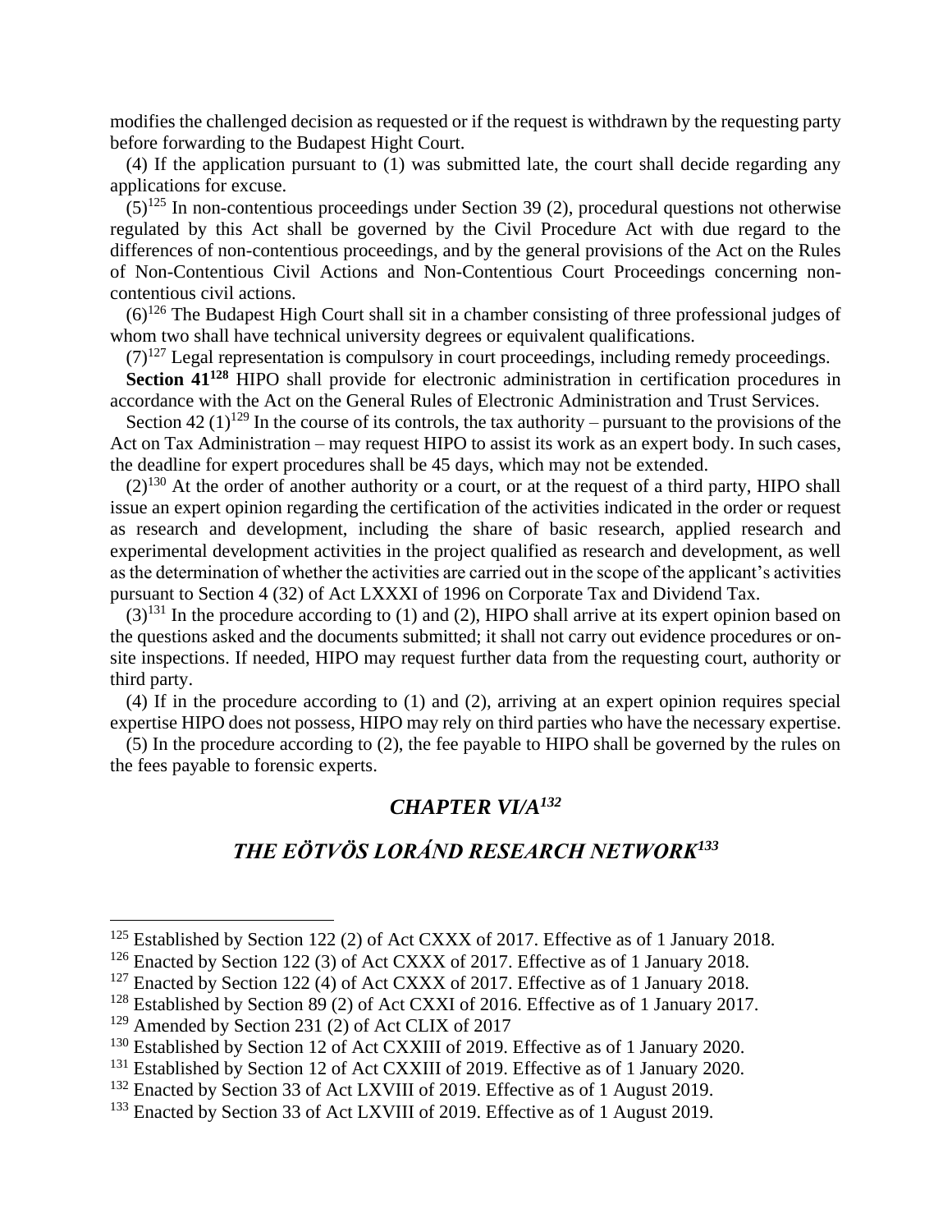modifies the challenged decision as requested or if the request is withdrawn by the requesting party before forwarding to the Budapest Hight Court.

(4) If the application pursuant to (1) was submitted late, the court shall decide regarding any applications for excuse.

(5)[125] In non-contentious proceedings under Section 39 (2), procedural questions not otherwise regulated by this Act shall be governed by the Civil Procedure Act with due regard to the differences of non-contentious proceedings, and by the general provisions of the Act on the Rules of Non-Contentious Civil Actions and Non-Contentious Court Proceedings concerning non-contentious civil actions.

(6)[126] The Budapest High Court shall sit in a chamber consisting of three professional judges of whom two shall have technical university degrees or equivalent qualifications.

(7)[127] Legal representation is compulsory in court proceedings, including remedy proceedings.

**Section 41[128]** HIPO shall provide for electronic administration in certification procedures in accordance with the Act on the General Rules of Electronic Administration and Trust Services.

Section 42 (1)[129] In the course of its controls, the tax authority – pursuant to the provisions of the Act on Tax Administration – may request HIPO to assist its work as an expert body. In such cases, the deadline for expert procedures shall be 45 days, which may not be extended.

(2)[130] At the order of another authority or a court, or at the request of a third party, HIPO shall issue an expert opinion regarding the certification of the activities indicated in the order or request as research and development, including the share of basic research, applied research and experimental development activities in the project qualified as research and development, as well as the determination of whether the activities are carried out in the scope of the applicant's activities pursuant to Section 4 (32) of Act LXXXI of 1996 on Corporate Tax and Dividend Tax.

(3)[131] In the procedure according to (1) and (2), HIPO shall arrive at its expert opinion based on the questions asked and the documents submitted; it shall not carry out evidence procedures or on-site inspections. If needed, HIPO may request further data from the requesting court, authority or third party.

(4) If in the procedure according to (1) and (2), arriving at an expert opinion requires special expertise HIPO does not possess, HIPO may rely on third parties who have the necessary expertise.

(5) In the procedure according to (2), the fee payable to HIPO shall be governed by the rules on the fees payable to forensic experts.

## *CHAPTER VI/A[132]*

## *THE EÖTVÖS LORÁND RESEARCH NETWORK[133]*

---

[125] Established by Section 122 (2) of Act CXXX of 2017. Effective as of 1 January 2018.

[126] Enacted by Section 122 (3) of Act CXXX of 2017. Effective as of 1 January 2018.

[127] Enacted by Section 122 (4) of Act CXXX of 2017. Effective as of 1 January 2018.

[128] Established by Section 89 (2) of Act CXXI of 2016. Effective as of 1 January 2017.

[129] Amended by Section 231 (2) of Act CLIX of 2017

[130] Established by Section 12 of Act CXXIII of 2019. Effective as of 1 January 2020.

[131] Established by Section 12 of Act CXXIII of 2019. Effective as of 1 January 2020.

[132] Enacted by Section 33 of Act LXVIII of 2019. Effective as of 1 August 2019.

[133] Enacted by Section 33 of Act LXVIII of 2019. Effective as of 1 August 2019.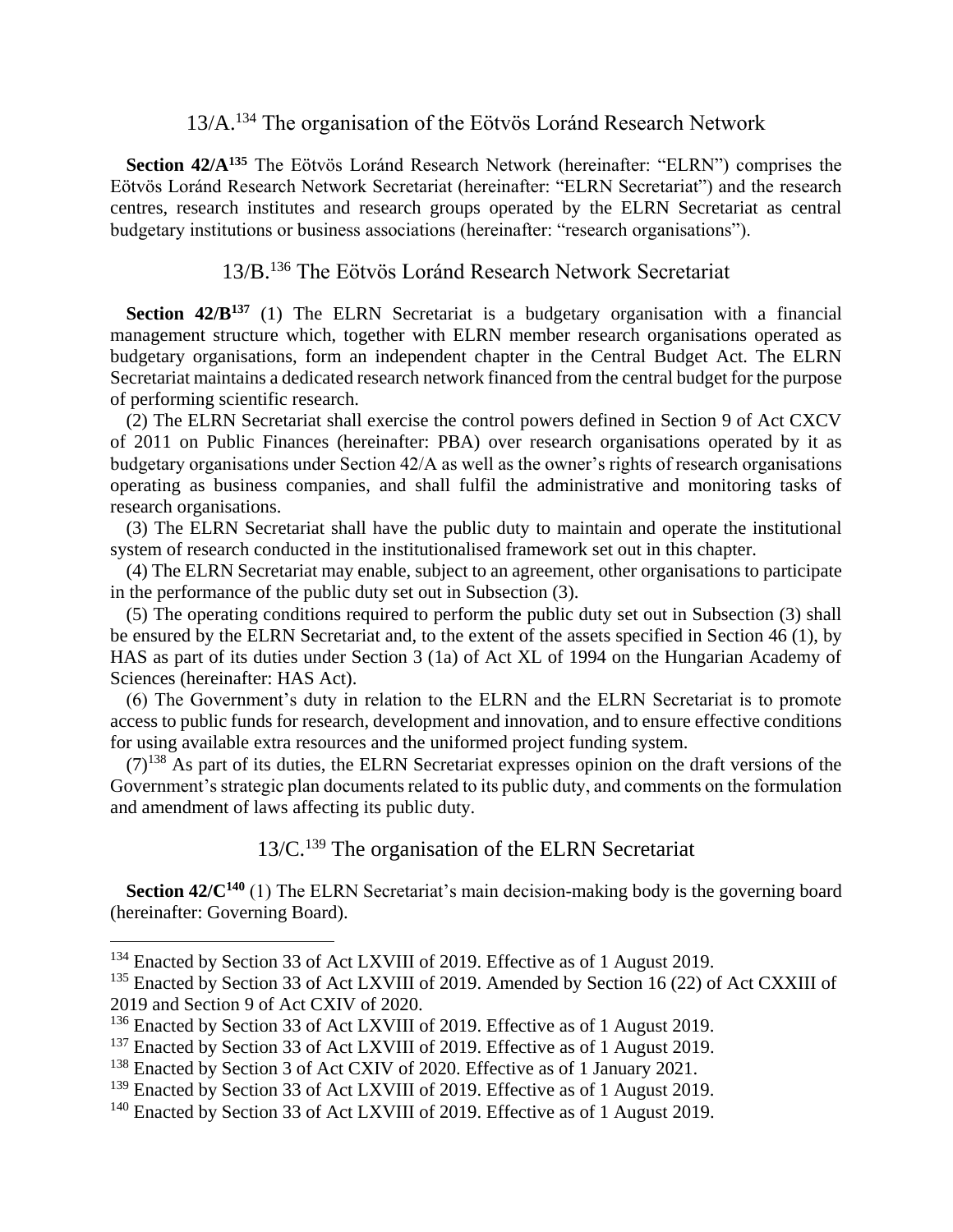## 13/A.[134] The organisation of the Eötvös Loránd Research Network

**Section 42/A[135]** The Eötvös Loránd Research Network (hereinafter: "ELRN") comprises the Eötvös Loránd Research Network Secretariat (hereinafter: "ELRN Secretariat") and the research centres, research institutes and research groups operated by the ELRN Secretariat as central budgetary institutions or business associations (hereinafter: "research organisations").

## 13/B.[136] The Eötvös Loránd Research Network Secretariat

**Section 42/B[137]** (1) The ELRN Secretariat is a budgetary organisation with a financial management structure which, together with ELRN member research organisations operated as budgetary organisations, form an independent chapter in the Central Budget Act. The ELRN Secretariat maintains a dedicated research network financed from the central budget for the purpose of performing scientific research.

(2) The ELRN Secretariat shall exercise the control powers defined in Section 9 of Act CXCV of 2011 on Public Finances (hereinafter: PBA) over research organisations operated by it as budgetary organisations under Section 42/A as well as the owner's rights of research organisations operating as business companies, and shall fulfil the administrative and monitoring tasks of research organisations.

(3) The ELRN Secretariat shall have the public duty to maintain and operate the institutional system of research conducted in the institutionalised framework set out in this chapter.

(4) The ELRN Secretariat may enable, subject to an agreement, other organisations to participate in the performance of the public duty set out in Subsection (3).

(5) The operating conditions required to perform the public duty set out in Subsection (3) shall be ensured by the ELRN Secretariat and, to the extent of the assets specified in Section 46 (1), by HAS as part of its duties under Section 3 (1a) of Act XL of 1994 on the Hungarian Academy of Sciences (hereinafter: HAS Act).

(6) The Government's duty in relation to the ELRN and the ELRN Secretariat is to promote access to public funds for research, development and innovation, and to ensure effective conditions for using available extra resources and the uniformed project funding system.

(7)[138] As part of its duties, the ELRN Secretariat expresses opinion on the draft versions of the Government's strategic plan documents related to its public duty, and comments on the formulation and amendment of laws affecting its public duty.

## 13/C.[139] The organisation of the ELRN Secretariat

**Section 42/C[140]** (1) The ELRN Secretariat's main decision-making body is the governing board (hereinafter: Governing Board).

---

[134] Enacted by Section 33 of Act LXVIII of 2019. Effective as of 1 August 2019.

[135] Enacted by Section 33 of Act LXVIII of 2019. Amended by Section 16 (22) of Act CXXIII of 2019 and Section 9 of Act CXIV of 2020.

[136] Enacted by Section 33 of Act LXVIII of 2019. Effective as of 1 August 2019.

[137] Enacted by Section 33 of Act LXVIII of 2019. Effective as of 1 August 2019.

[138] Enacted by Section 3 of Act CXIV of 2020. Effective as of 1 January 2021.

[139] Enacted by Section 33 of Act LXVIII of 2019. Effective as of 1 August 2019.

[140] Enacted by Section 33 of Act LXVIII of 2019. Effective as of 1 August 2019.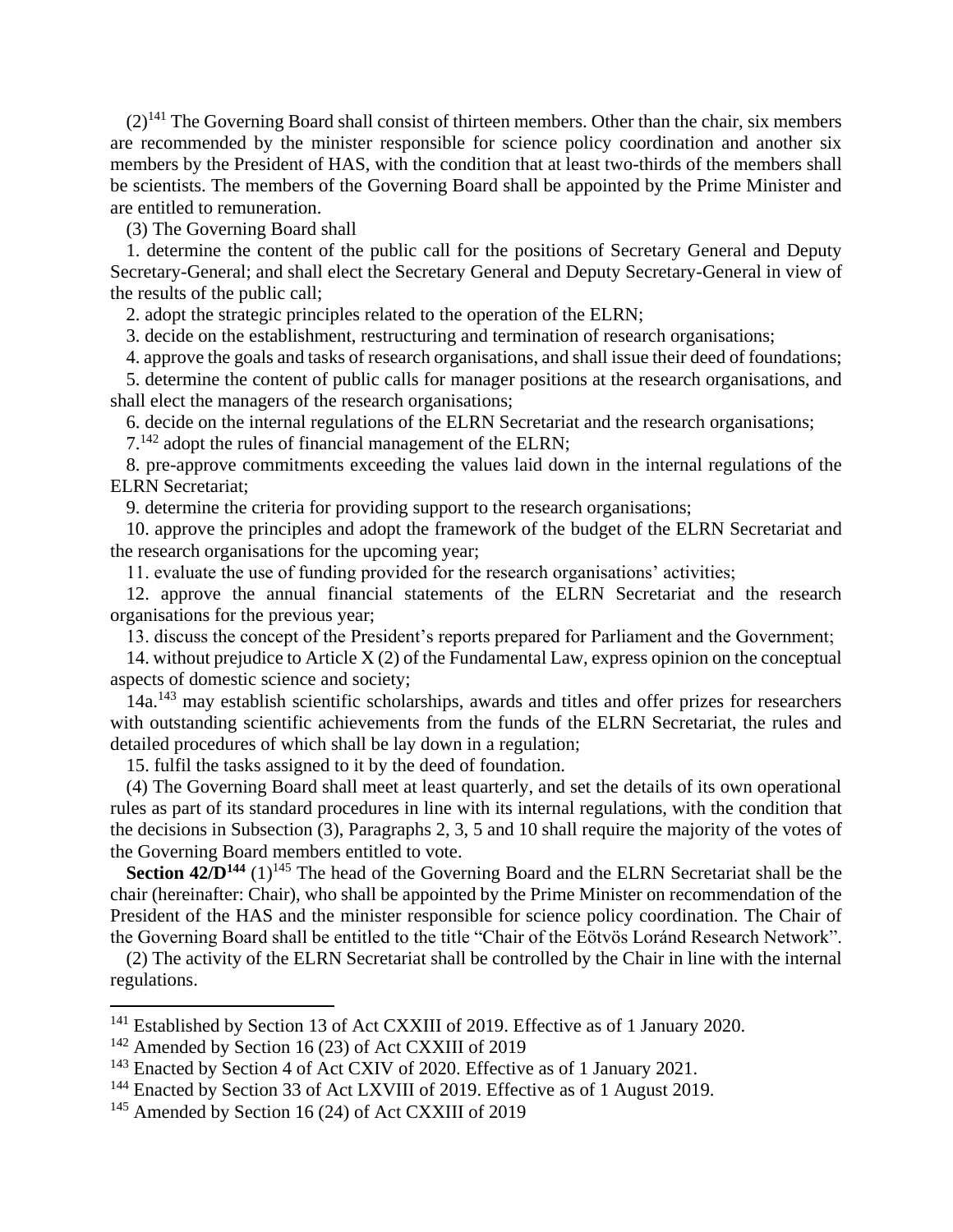(2)[141] The Governing Board shall consist of thirteen members. Other than the chair, six members are recommended by the minister responsible for science policy coordination and another six members by the President of HAS, with the condition that at least two-thirds of the members shall be scientists. The members of the Governing Board shall be appointed by the Prime Minister and are entitled to remuneration.

(3) The Governing Board shall

1. determine the content of the public call for the positions of Secretary General and Deputy Secretary-General; and shall elect the Secretary General and Deputy Secretary-General in view of the results of the public call;

2. adopt the strategic principles related to the operation of the ELRN;

3. decide on the establishment, restructuring and termination of research organisations;

4. approve the goals and tasks of research organisations, and shall issue their deed of foundations;

5. determine the content of public calls for manager positions at the research organisations, and shall elect the managers of the research organisations;

6. decide on the internal regulations of the ELRN Secretariat and the research organisations;

7.[142] adopt the rules of financial management of the ELRN;

8. pre-approve commitments exceeding the values laid down in the internal regulations of the ELRN Secretariat;

9. determine the criteria for providing support to the research organisations;

10. approve the principles and adopt the framework of the budget of the ELRN Secretariat and the research organisations for the upcoming year;

11. evaluate the use of funding provided for the research organisations' activities;

12. approve the annual financial statements of the ELRN Secretariat and the research organisations for the previous year;

13. discuss the concept of the President's reports prepared for Parliament and the Government;

14. without prejudice to Article X (2) of the Fundamental Law, express opinion on the conceptual aspects of domestic science and society;

14a.[143] may establish scientific scholarships, awards and titles and offer prizes for researchers with outstanding scientific achievements from the funds of the ELRN Secretariat, the rules and detailed procedures of which shall be lay down in a regulation;

15. fulfil the tasks assigned to it by the deed of foundation.

(4) The Governing Board shall meet at least quarterly, and set the details of its own operational rules as part of its standard procedures in line with its internal regulations, with the condition that the decisions in Subsection (3), Paragraphs 2, 3, 5 and 10 shall require the majority of the votes of the Governing Board members entitled to vote.

**Section 42/D[144]** (1)[145] The head of the Governing Board and the ELRN Secretariat shall be the chair (hereinafter: Chair), who shall be appointed by the Prime Minister on recommendation of the President of the HAS and the minister responsible for science policy coordination. The Chair of the Governing Board shall be entitled to the title "Chair of the Eötvös Loránd Research Network".

(2) The activity of the ELRN Secretariat shall be controlled by the Chair in line with the internal regulations.

---

[141] Established by Section 13 of Act CXXIII of 2019. Effective as of 1 January 2020.

[142] Amended by Section 16 (23) of Act CXXIII of 2019

[143] Enacted by Section 4 of Act CXIV of 2020. Effective as of 1 January 2021.

[144] Enacted by Section 33 of Act LXVIII of 2019. Effective as of 1 August 2019.

[145] Amended by Section 16 (24) of Act CXXIII of 2019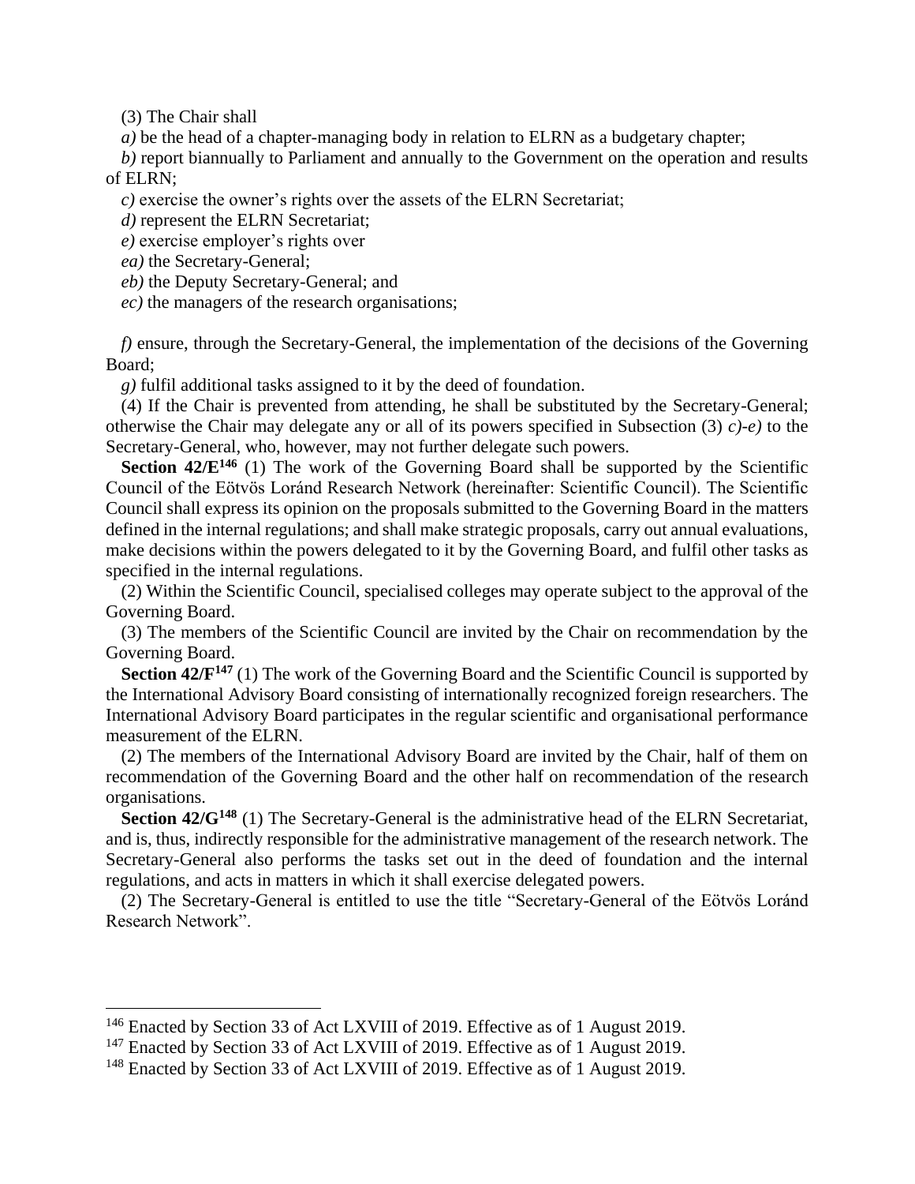(3) The Chair shall

*a)* be the head of a chapter-managing body in relation to ELRN as a budgetary chapter;

*b)* report biannually to Parliament and annually to the Government on the operation and results of ELRN;

*c)* exercise the owner's rights over the assets of the ELRN Secretariat;

*d)* represent the ELRN Secretariat;

*e)* exercise employer's rights over

*ea)* the Secretary-General;

*eb)* the Deputy Secretary-General; and

*ec)* the managers of the research organisations;

*f)* ensure, through the Secretary-General, the implementation of the decisions of the Governing Board;

*g)* fulfil additional tasks assigned to it by the deed of foundation.

(4) If the Chair is prevented from attending, he shall be substituted by the Secretary-General; otherwise the Chair may delegate any or all of its powers specified in Subsection (3) *c)-e)* to the Secretary-General, who, however, may not further delegate such powers.

**Section 42/E**[146] (1) The work of the Governing Board shall be supported by the Scientific Council of the Eötvös Loránd Research Network (hereinafter: Scientific Council). The Scientific Council shall express its opinion on the proposals submitted to the Governing Board in the matters defined in the internal regulations; and shall make strategic proposals, carry out annual evaluations, make decisions within the powers delegated to it by the Governing Board, and fulfil other tasks as specified in the internal regulations.

(2) Within the Scientific Council, specialised colleges may operate subject to the approval of the Governing Board.

(3) The members of the Scientific Council are invited by the Chair on recommendation by the Governing Board.

**Section 42/F**[147] (1) The work of the Governing Board and the Scientific Council is supported by the International Advisory Board consisting of internationally recognized foreign researchers. The International Advisory Board participates in the regular scientific and organisational performance measurement of the ELRN.

(2) The members of the International Advisory Board are invited by the Chair, half of them on recommendation of the Governing Board and the other half on recommendation of the research organisations.

**Section 42/G**[148] (1) The Secretary-General is the administrative head of the ELRN Secretariat, and is, thus, indirectly responsible for the administrative management of the research network. The Secretary-General also performs the tasks set out in the deed of foundation and the internal regulations, and acts in matters in which it shall exercise delegated powers.

(2) The Secretary-General is entitled to use the title "Secretary-General of the Eötvös Loránd Research Network".

[146] Enacted by Section 33 of Act LXVIII of 2019. Effective as of 1 August 2019.

[147] Enacted by Section 33 of Act LXVIII of 2019. Effective as of 1 August 2019.

[148] Enacted by Section 33 of Act LXVIII of 2019. Effective as of 1 August 2019.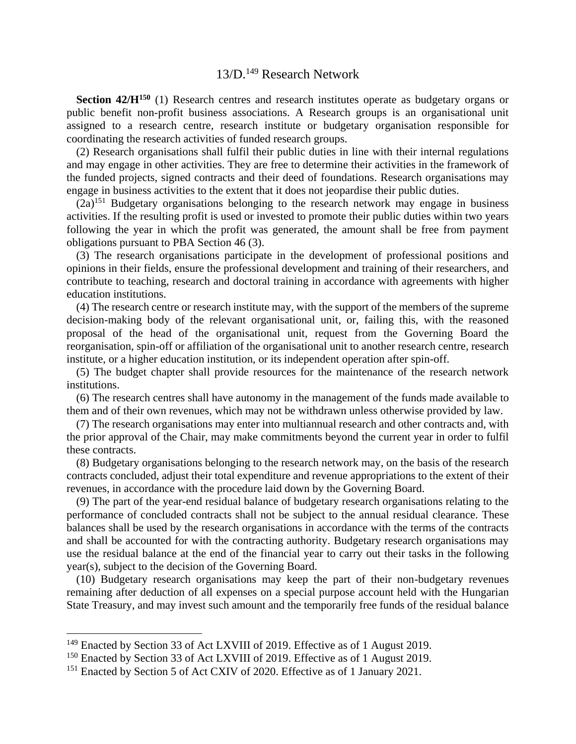## 13/D.[149] Research Network

**Section 42/H[150]** (1) Research centres and research institutes operate as budgetary organs or public benefit non-profit business associations. A Research groups is an organisational unit assigned to a research centre, research institute or budgetary organisation responsible for coordinating the research activities of funded research groups.

(2) Research organisations shall fulfil their public duties in line with their internal regulations and may engage in other activities. They are free to determine their activities in the framework of the funded projects, signed contracts and their deed of foundations. Research organisations may engage in business activities to the extent that it does not jeopardise their public duties.

(2a)[151] Budgetary organisations belonging to the research network may engage in business activities. If the resulting profit is used or invested to promote their public duties within two years following the year in which the profit was generated, the amount shall be free from payment obligations pursuant to PBA Section 46 (3).

(3) The research organisations participate in the development of professional positions and opinions in their fields, ensure the professional development and training of their researchers, and contribute to teaching, research and doctoral training in accordance with agreements with higher education institutions.

(4) The research centre or research institute may, with the support of the members of the supreme decision-making body of the relevant organisational unit, or, failing this, with the reasoned proposal of the head of the organisational unit, request from the Governing Board the reorganisation, spin-off or affiliation of the organisational unit to another research centre, research institute, or a higher education institution, or its independent operation after spin-off.

(5) The budget chapter shall provide resources for the maintenance of the research network institutions.

(6) The research centres shall have autonomy in the management of the funds made available to them and of their own revenues, which may not be withdrawn unless otherwise provided by law.

(7) The research organisations may enter into multiannual research and other contracts and, with the prior approval of the Chair, may make commitments beyond the current year in order to fulfil these contracts.

(8) Budgetary organisations belonging to the research network may, on the basis of the research contracts concluded, adjust their total expenditure and revenue appropriations to the extent of their revenues, in accordance with the procedure laid down by the Governing Board.

(9) The part of the year-end residual balance of budgetary research organisations relating to the performance of concluded contracts shall not be subject to the annual residual clearance. These balances shall be used by the research organisations in accordance with the terms of the contracts and shall be accounted for with the contracting authority. Budgetary research organisations may use the residual balance at the end of the financial year to carry out their tasks in the following year(s), subject to the decision of the Governing Board.

(10) Budgetary research organisations may keep the part of their non-budgetary revenues remaining after deduction of all expenses on a special purpose account held with the Hungarian State Treasury, and may invest such amount and the temporarily free funds of the residual balance

---

[149] Enacted by Section 33 of Act LXVIII of 2019. Effective as of 1 August 2019.

[150] Enacted by Section 33 of Act LXVIII of 2019. Effective as of 1 August 2019.

[151] Enacted by Section 5 of Act CXIV of 2020. Effective as of 1 January 2021.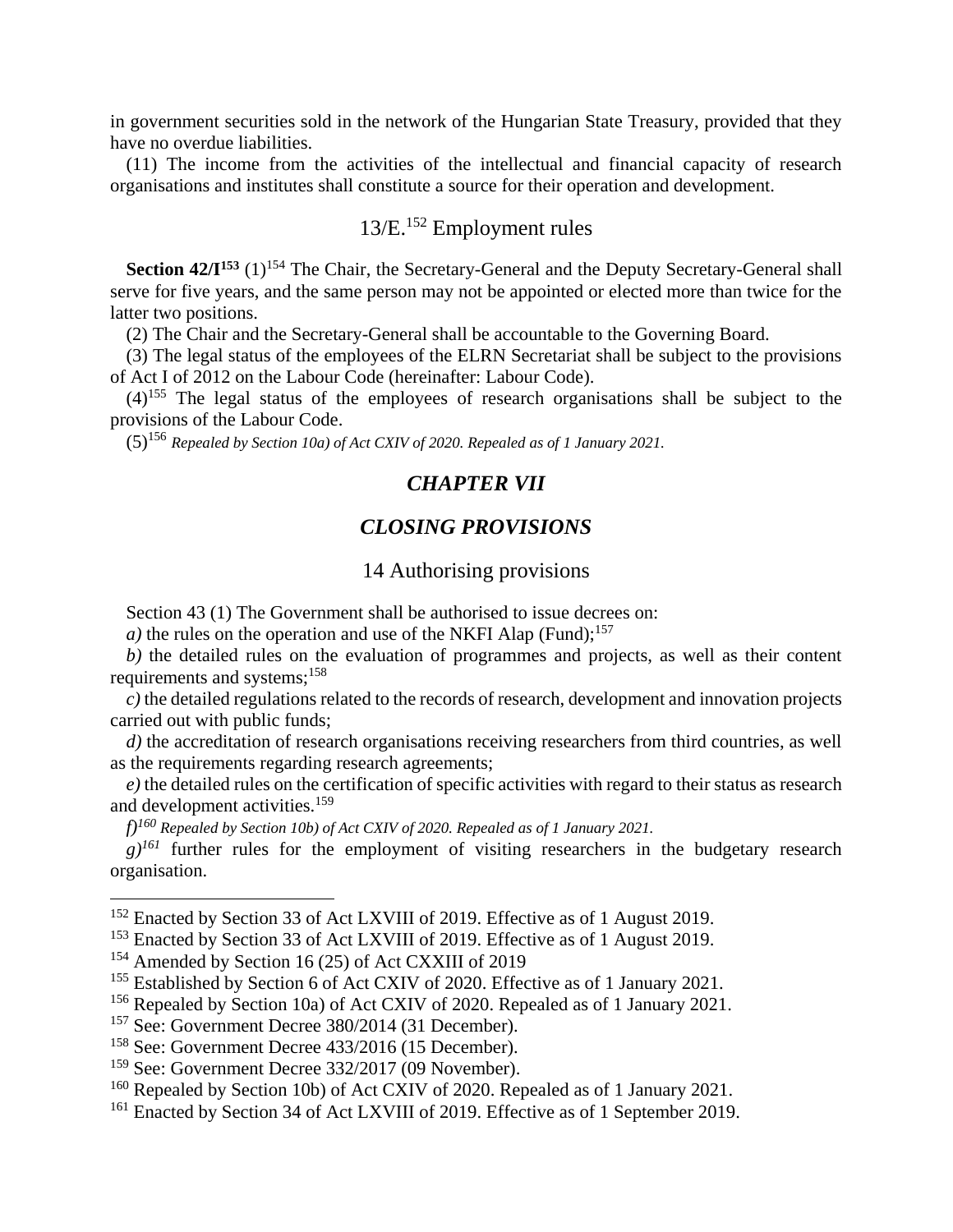in government securities sold in the network of the Hungarian State Treasury, provided that they have no overdue liabilities.

(11) The income from the activities of the intellectual and financial capacity of research organisations and institutes shall constitute a source for their operation and development.

### 13/E.[152] Employment rules

**Section 42/I[153]** (1)[154] The Chair, the Secretary-General and the Deputy Secretary-General shall serve for five years, and the same person may not be appointed or elected more than twice for the latter two positions.

(2) The Chair and the Secretary-General shall be accountable to the Governing Board.

(3) The legal status of the employees of the ELRN Secretariat shall be subject to the provisions of Act I of 2012 on the Labour Code (hereinafter: Labour Code).

(4)[155] The legal status of the employees of research organisations shall be subject to the provisions of the Labour Code.

(5)[156] *Repealed by Section 10a) of Act CXIV of 2020. Repealed as of 1 January 2021.*

## *CHAPTER VII*

## *CLOSING PROVISIONS*

### 14 Authorising provisions

Section 43 (1) The Government shall be authorised to issue decrees on:

*a)* the rules on the operation and use of the NKFI Alap (Fund);[157]

*b)* the detailed rules on the evaluation of programmes and projects, as well as their content requirements and systems;[158]

*c)* the detailed regulations related to the records of research, development and innovation projects carried out with public funds;

*d)* the accreditation of research organisations receiving researchers from third countries, as well as the requirements regarding research agreements;

*e)* the detailed rules on the certification of specific activities with regard to their status as research and development activities.[159]

*f)*[160] *Repealed by Section 10b) of Act CXIV of 2020. Repealed as of 1 January 2021.*

*g)*[161] further rules for the employment of visiting researchers in the budgetary research organisation.

---

[152] Enacted by Section 33 of Act LXVIII of 2019. Effective as of 1 August 2019.

[153] Enacted by Section 33 of Act LXVIII of 2019. Effective as of 1 August 2019.

[154] Amended by Section 16 (25) of Act CXXIII of 2019

[155] Established by Section 6 of Act CXIV of 2020. Effective as of 1 January 2021.

[156] Repealed by Section 10a) of Act CXIV of 2020. Repealed as of 1 January 2021.

[157] See: Government Decree 380/2014 (31 December).

[158] See: Government Decree 433/2016 (15 December).

[159] See: Government Decree 332/2017 (09 November).

[160] Repealed by Section 10b) of Act CXIV of 2020. Repealed as of 1 January 2021.

[161] Enacted by Section 34 of Act LXVIII of 2019. Effective as of 1 September 2019.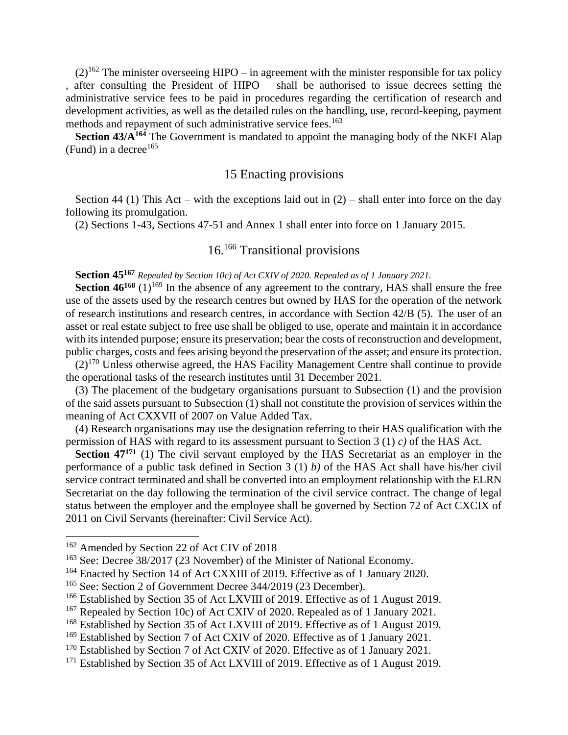(2)[162] The minister overseeing HIPO – in agreement with the minister responsible for tax policy , after consulting the President of HIPO – shall be authorised to issue decrees setting the administrative service fees to be paid in procedures regarding the certification of research and development activities, as well as the detailed rules on the handling, use, record-keeping, payment methods and repayment of such administrative service fees.[163]

**Section 43/A[164]** The Government is mandated to appoint the managing body of the NKFI Alap (Fund) in a decree[165]

## 15 Enacting provisions

Section 44 (1) This Act – with the exceptions laid out in (2) – shall enter into force on the day following its promulgation.

(2) Sections 1-43, Sections 47-51 and Annex 1 shall enter into force on 1 January 2015.

## 16.[166] Transitional provisions

**Section 45[167]** *Repealed by Section 10c) of Act CXIV of 2020. Repealed as of 1 January 2021.*

**Section 46[168]** (1)[169] In the absence of any agreement to the contrary, HAS shall ensure the free use of the assets used by the research centres but owned by HAS for the operation of the network of research institutions and research centres, in accordance with Section 42/B (5). The user of an asset or real estate subject to free use shall be obliged to use, operate and maintain it in accordance with its intended purpose; ensure its preservation; bear the costs of reconstruction and development, public charges, costs and fees arising beyond the preservation of the asset; and ensure its protection.

(2)[170] Unless otherwise agreed, the HAS Facility Management Centre shall continue to provide the operational tasks of the research institutes until 31 December 2021.

(3) The placement of the budgetary organisations pursuant to Subsection (1) and the provision of the said assets pursuant to Subsection (1) shall not constitute the provision of services within the meaning of Act CXXVII of 2007 on Value Added Tax.

(4) Research organisations may use the designation referring to their HAS qualification with the permission of HAS with regard to its assessment pursuant to Section 3 (1) *c)* of the HAS Act.

**Section 47[171]** (1) The civil servant employed by the HAS Secretariat as an employer in the performance of a public task defined in Section 3 (1) *b)* of the HAS Act shall have his/her civil service contract terminated and shall be converted into an employment relationship with the ELRN Secretariat on the day following the termination of the civil service contract. The change of legal status between the employer and the employee shall be governed by Section 72 of Act CXCIX of 2011 on Civil Servants (hereinafter: Civil Service Act).

---

[162] Amended by Section 22 of Act CIV of 2018

[163] See: Decree 38/2017 (23 November) of the Minister of National Economy.

[164] Enacted by Section 14 of Act CXXIII of 2019. Effective as of 1 January 2020.

[165] See: Section 2 of Government Decree 344/2019 (23 December).

[166] Established by Section 35 of Act LXVIII of 2019. Effective as of 1 August 2019.

[167] Repealed by Section 10c) of Act CXIV of 2020. Repealed as of 1 January 2021.

[168] Established by Section 35 of Act LXVIII of 2019. Effective as of 1 August 2019.

[169] Established by Section 7 of Act CXIV of 2020. Effective as of 1 January 2021.

[170] Established by Section 7 of Act CXIV of 2020. Effective as of 1 January 2021.

[171] Established by Section 35 of Act LXVIII of 2019. Effective as of 1 August 2019.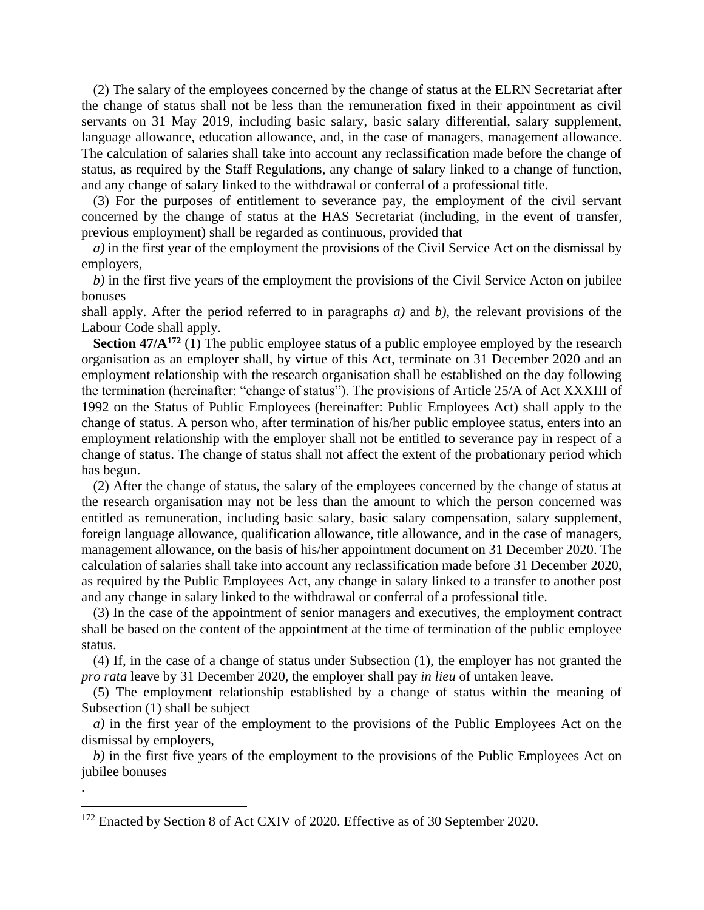(2) The salary of the employees concerned by the change of status at the ELRN Secretariat after the change of status shall not be less than the remuneration fixed in their appointment as civil servants on 31 May 2019, including basic salary, basic salary differential, salary supplement, language allowance, education allowance, and, in the case of managers, management allowance. The calculation of salaries shall take into account any reclassification made before the change of status, as required by the Staff Regulations, any change of salary linked to a change of function, and any change of salary linked to the withdrawal or conferral of a professional title.

(3) For the purposes of entitlement to severance pay, the employment of the civil servant concerned by the change of status at the HAS Secretariat (including, in the event of transfer, previous employment) shall be regarded as continuous, provided that

*a)* in the first year of the employment the provisions of the Civil Service Act on the dismissal by employers,

*b)* in the first five years of the employment the provisions of the Civil Service Acton on jubilee bonuses

shall apply. After the period referred to in paragraphs *a)* and *b)*, the relevant provisions of the Labour Code shall apply.

**Section 47/A**[172] (1) The public employee status of a public employee employed by the research organisation as an employer shall, by virtue of this Act, terminate on 31 December 2020 and an employment relationship with the research organisation shall be established on the day following the termination (hereinafter: "change of status"). The provisions of Article 25/A of Act XXXIII of 1992 on the Status of Public Employees (hereinafter: Public Employees Act) shall apply to the change of status. A person who, after termination of his/her public employee status, enters into an employment relationship with the employer shall not be entitled to severance pay in respect of a change of status. The change of status shall not affect the extent of the probationary period which has begun.

(2) After the change of status, the salary of the employees concerned by the change of status at the research organisation may not be less than the amount to which the person concerned was entitled as remuneration, including basic salary, basic salary compensation, salary supplement, foreign language allowance, qualification allowance, title allowance, and in the case of managers, management allowance, on the basis of his/her appointment document on 31 December 2020. The calculation of salaries shall take into account any reclassification made before 31 December 2020, as required by the Public Employees Act, any change in salary linked to a transfer to another post and any change in salary linked to the withdrawal or conferral of a professional title.

(3) In the case of the appointment of senior managers and executives, the employment contract shall be based on the content of the appointment at the time of termination of the public employee status.

(4) If, in the case of a change of status under Subsection (1), the employer has not granted the *pro rata* leave by 31 December 2020, the employer shall pay *in lieu* of untaken leave.

(5) The employment relationship established by a change of status within the meaning of Subsection (1) shall be subject

*a)* in the first year of the employment to the provisions of the Public Employees Act on the dismissal by employers,

*b)* in the first five years of the employment to the provisions of the Public Employees Act on jubilee bonuses

.

---

[172] Enacted by Section 8 of Act CXIV of 2020. Effective as of 30 September 2020.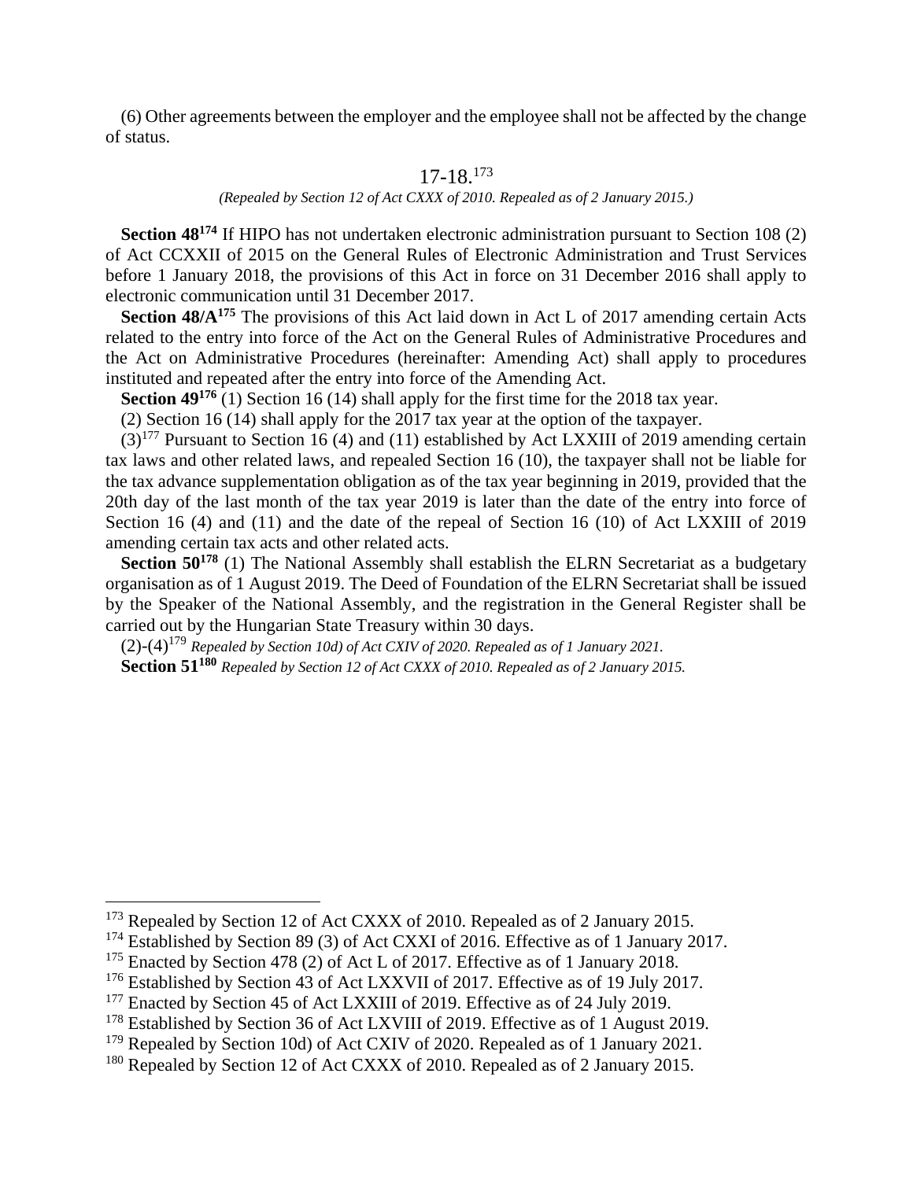(6) Other agreements between the employer and the employee shall not be affected by the change of status.

## 17-18.[173]

*(Repealed by Section 12 of Act CXXX of 2010. Repealed as of 2 January 2015.)*

**Section 48[174]** If HIPO has not undertaken electronic administration pursuant to Section 108 (2) of Act CCXXII of 2015 on the General Rules of Electronic Administration and Trust Services before 1 January 2018, the provisions of this Act in force on 31 December 2016 shall apply to electronic communication until 31 December 2017.

**Section 48/A[175]** The provisions of this Act laid down in Act L of 2017 amending certain Acts related to the entry into force of the Act on the General Rules of Administrative Procedures and the Act on Administrative Procedures (hereinafter: Amending Act) shall apply to procedures instituted and repeated after the entry into force of the Amending Act.

**Section 49[176]** (1) Section 16 (14) shall apply for the first time for the 2018 tax year.

(2) Section 16 (14) shall apply for the 2017 tax year at the option of the taxpayer.

(3)[177] Pursuant to Section 16 (4) and (11) established by Act LXXIII of 2019 amending certain tax laws and other related laws, and repealed Section 16 (10), the taxpayer shall not be liable for the tax advance supplementation obligation as of the tax year beginning in 2019, provided that the 20th day of the last month of the tax year 2019 is later than the date of the entry into force of Section 16 (4) and (11) and the date of the repeal of Section 16 (10) of Act LXXIII of 2019 amending certain tax acts and other related acts.

**Section 50[178]** (1) The National Assembly shall establish the ELRN Secretariat as a budgetary organisation as of 1 August 2019. The Deed of Foundation of the ELRN Secretariat shall be issued by the Speaker of the National Assembly, and the registration in the General Register shall be carried out by the Hungarian State Treasury within 30 days.

(2)-(4)[179] *Repealed by Section 10d) of Act CXIV of 2020. Repealed as of 1 January 2021.*

**Section 51[180]** *Repealed by Section 12 of Act CXXX of 2010. Repealed as of 2 January 2015.*

---

[173] Repealed by Section 12 of Act CXXX of 2010. Repealed as of 2 January 2015.

[174] Established by Section 89 (3) of Act CXXI of 2016. Effective as of 1 January 2017.

[175] Enacted by Section 478 (2) of Act L of 2017. Effective as of 1 January 2018.

[176] Established by Section 43 of Act LXXVII of 2017. Effective as of 19 July 2017.

[177] Enacted by Section 45 of Act LXXIII of 2019. Effective as of 24 July 2019.

[178] Established by Section 36 of Act LXVIII of 2019. Effective as of 1 August 2019.

[179] Repealed by Section 10d) of Act CXIV of 2020. Repealed as of 1 January 2021.

[180] Repealed by Section 12 of Act CXXX of 2010. Repealed as of 2 January 2015.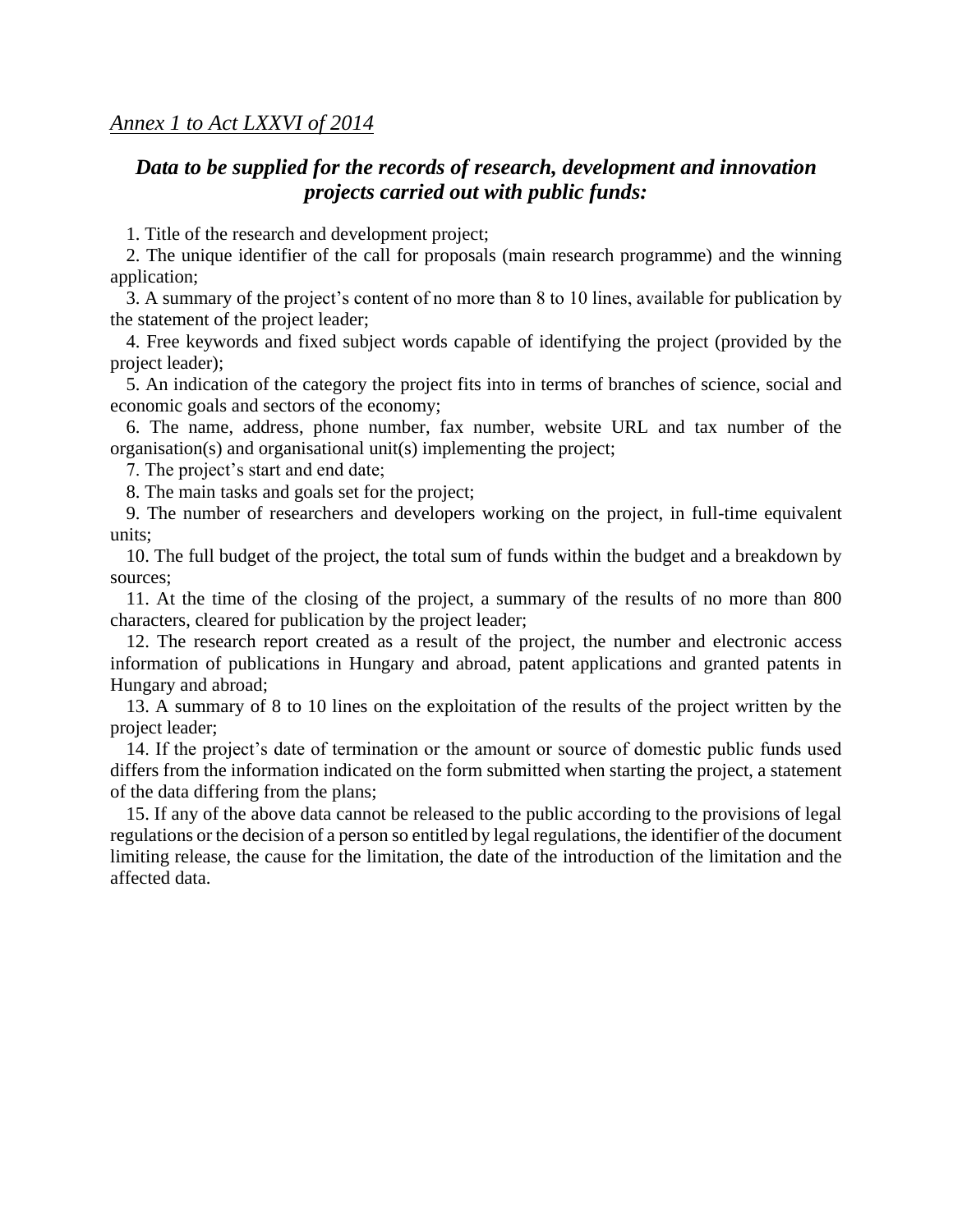*Annex 1 to Act LXXVI of 2014*

## *Data to be supplied for the records of research, development and innovation projects carried out with public funds:*

1. Title of the research and development project;

2. The unique identifier of the call for proposals (main research programme) and the winning application;

3. A summary of the project's content of no more than 8 to 10 lines, available for publication by the statement of the project leader;

4. Free keywords and fixed subject words capable of identifying the project (provided by the project leader);

5. An indication of the category the project fits into in terms of branches of science, social and economic goals and sectors of the economy;

6. The name, address, phone number, fax number, website URL and tax number of the organisation(s) and organisational unit(s) implementing the project;

7. The project's start and end date;

8. The main tasks and goals set for the project;

9. The number of researchers and developers working on the project, in full-time equivalent units;

10. The full budget of the project, the total sum of funds within the budget and a breakdown by sources;

11. At the time of the closing of the project, a summary of the results of no more than 800 characters, cleared for publication by the project leader;

12. The research report created as a result of the project, the number and electronic access information of publications in Hungary and abroad, patent applications and granted patents in Hungary and abroad;

13. A summary of 8 to 10 lines on the exploitation of the results of the project written by the project leader;

14. If the project's date of termination or the amount or source of domestic public funds used differs from the information indicated on the form submitted when starting the project, a statement of the data differing from the plans;

15. If any of the above data cannot be released to the public according to the provisions of legal regulations or the decision of a person so entitled by legal regulations, the identifier of the document limiting release, the cause for the limitation, the date of the introduction of the limitation and the affected data.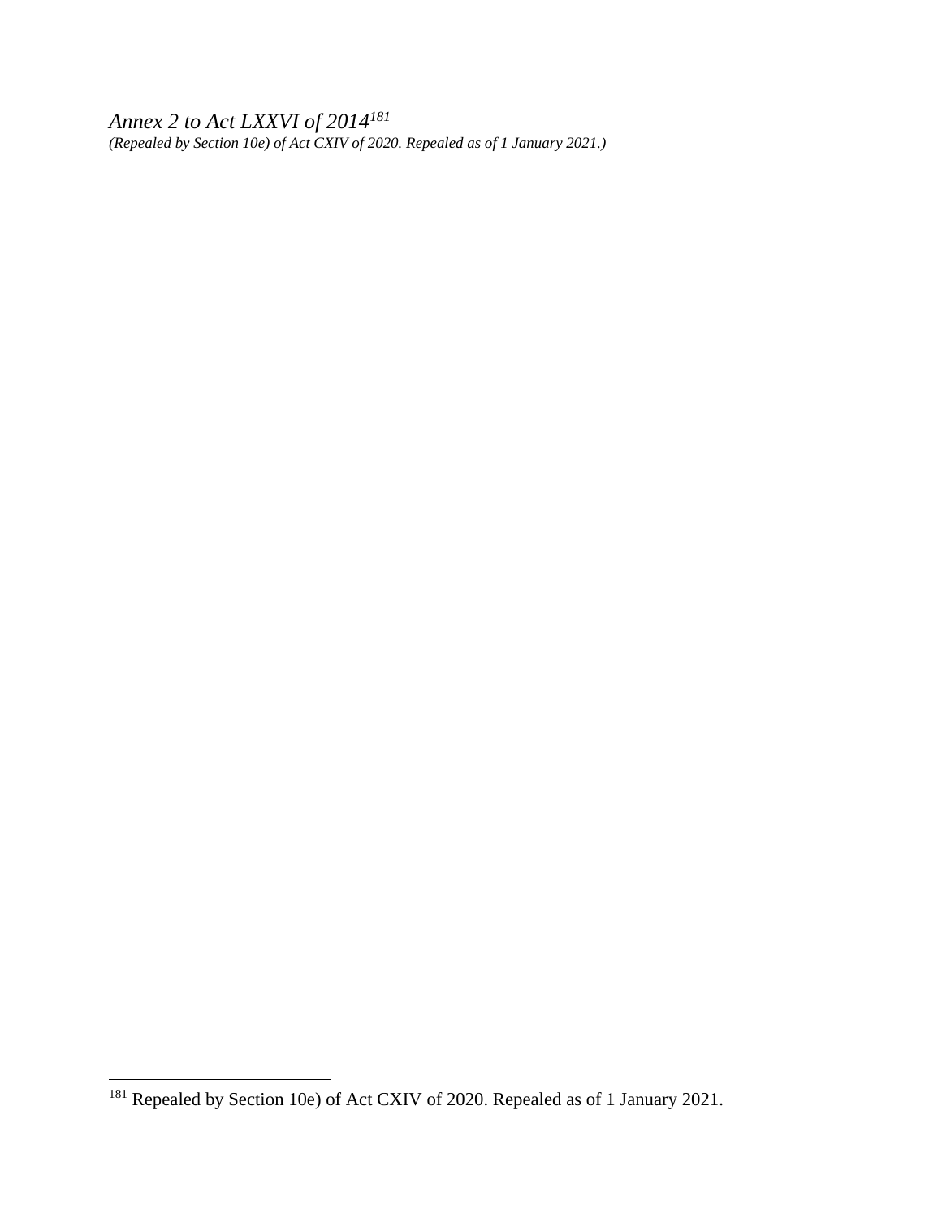*Annex 2 to Act LXXVI of 2014*[181]

*(Repealed by Section 10e) of Act CXIV of 2020. Repealed as of 1 January 2021.)*

[181] Repealed by Section 10e) of Act CXIV of 2020. Repealed as of 1 January 2021.